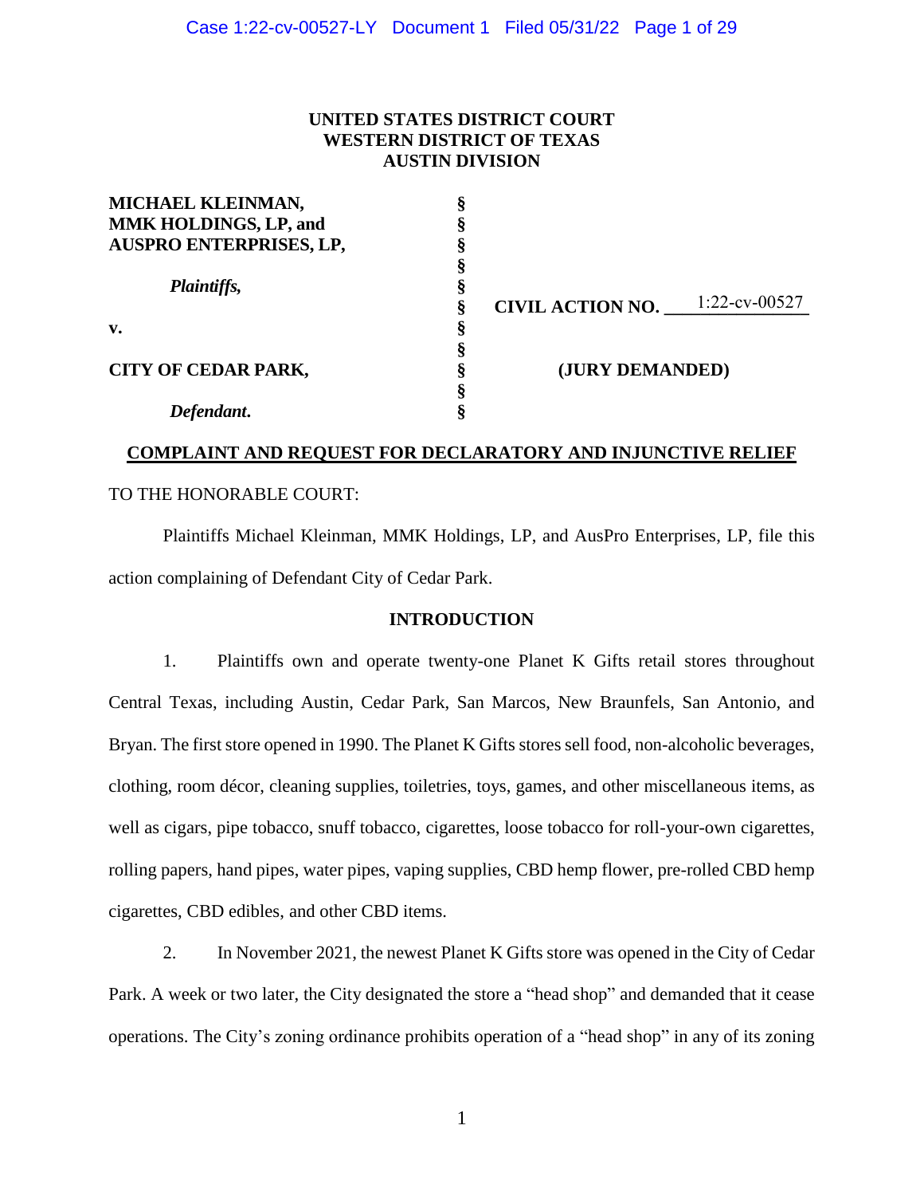**UNITED STATES DISTRICT COURT**
**WESTERN DISTRICT OF TEXAS**
**AUSTIN DIVISION**

| | | |
|---|---|---|
| **MICHAEL KLEINMAN,** | § | |
| **MMK HOLDINGS, LP, and** | § | |
| **AUSPRO ENTERPRISES, LP,** | § | |
| | § | |
| ***Plaintiffs,*** | § | |
| | § | **CIVIL ACTION NO.** 1:22-cv-00527 |
| **v.** | § | |
| | § | |
| **CITY OF CEDAR PARK,** | § | **(JURY DEMANDED)** |
| | § | |
| ***Defendant.*** | § | |

**COMPLAINT AND REQUEST FOR DECLARATORY AND INJUNCTIVE RELIEF**

TO THE HONORABLE COURT:

Plaintiffs Michael Kleinman, MMK Holdings, LP, and AusPro Enterprises, LP, file this action complaining of Defendant City of Cedar Park.

## INTRODUCTION

1. Plaintiffs own and operate twenty-one Planet K Gifts retail stores throughout Central Texas, including Austin, Cedar Park, San Marcos, New Braunfels, San Antonio, and Bryan. The first store opened in 1990. The Planet K Gifts stores sell food, non-alcoholic beverages, clothing, room décor, cleaning supplies, toiletries, toys, games, and other miscellaneous items, as well as cigars, pipe tobacco, snuff tobacco, cigarettes, loose tobacco for roll-your-own cigarettes, rolling papers, hand pipes, water pipes, vaping supplies, CBD hemp flower, pre-rolled CBD hemp cigarettes, CBD edibles, and other CBD items.

2. In November 2021, the newest Planet K Gifts store was opened in the City of Cedar Park. A week or two later, the City designated the store a "head shop" and demanded that it cease operations. The City's zoning ordinance prohibits operation of a "head shop" in any of its zoning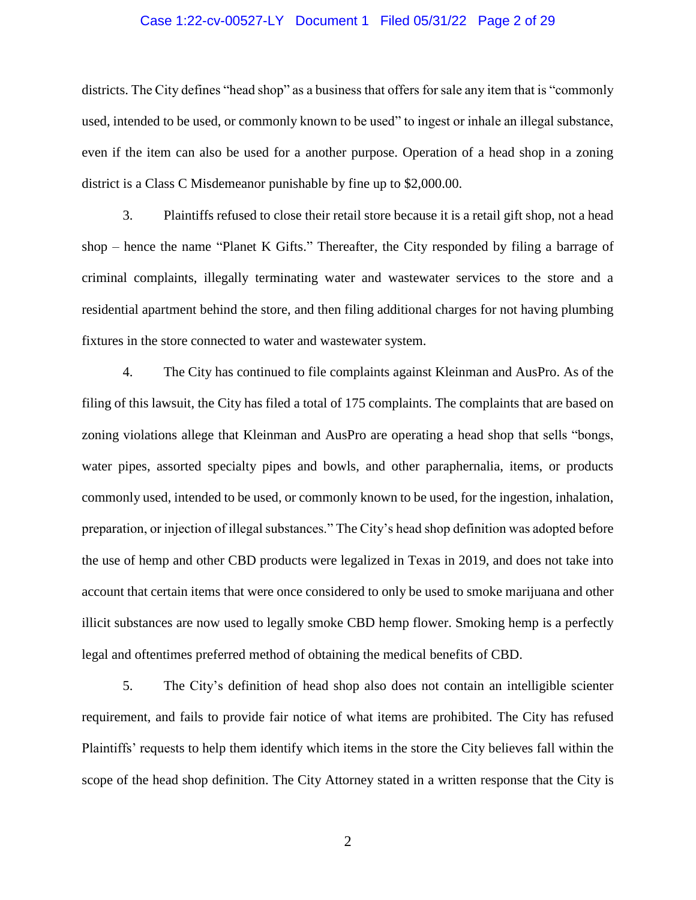districts. The City defines "head shop" as a business that offers for sale any item that is "commonly used, intended to be used, or commonly known to be used" to ingest or inhale an illegal substance, even if the item can also be used for a another purpose. Operation of a head shop in a zoning district is a Class C Misdemeanor punishable by fine up to $2,000.00.

3. Plaintiffs refused to close their retail store because it is a retail gift shop, not a head shop – hence the name "Planet K Gifts." Thereafter, the City responded by filing a barrage of criminal complaints, illegally terminating water and wastewater services to the store and a residential apartment behind the store, and then filing additional charges for not having plumbing fixtures in the store connected to water and wastewater system.

4. The City has continued to file complaints against Kleinman and AusPro. As of the filing of this lawsuit, the City has filed a total of 175 complaints. The complaints that are based on zoning violations allege that Kleinman and AusPro are operating a head shop that sells "bongs, water pipes, assorted specialty pipes and bowls, and other paraphernalia, items, or products commonly used, intended to be used, or commonly known to be used, for the ingestion, inhalation, preparation, or injection of illegal substances." The City's head shop definition was adopted before the use of hemp and other CBD products were legalized in Texas in 2019, and does not take into account that certain items that were once considered to only be used to smoke marijuana and other illicit substances are now used to legally smoke CBD hemp flower. Smoking hemp is a perfectly legal and oftentimes preferred method of obtaining the medical benefits of CBD.

5. The City's definition of head shop also does not contain an intelligible scienter requirement, and fails to provide fair notice of what items are prohibited. The City has refused Plaintiffs' requests to help them identify which items in the store the City believes fall within the scope of the head shop definition. The City Attorney stated in a written response that the City is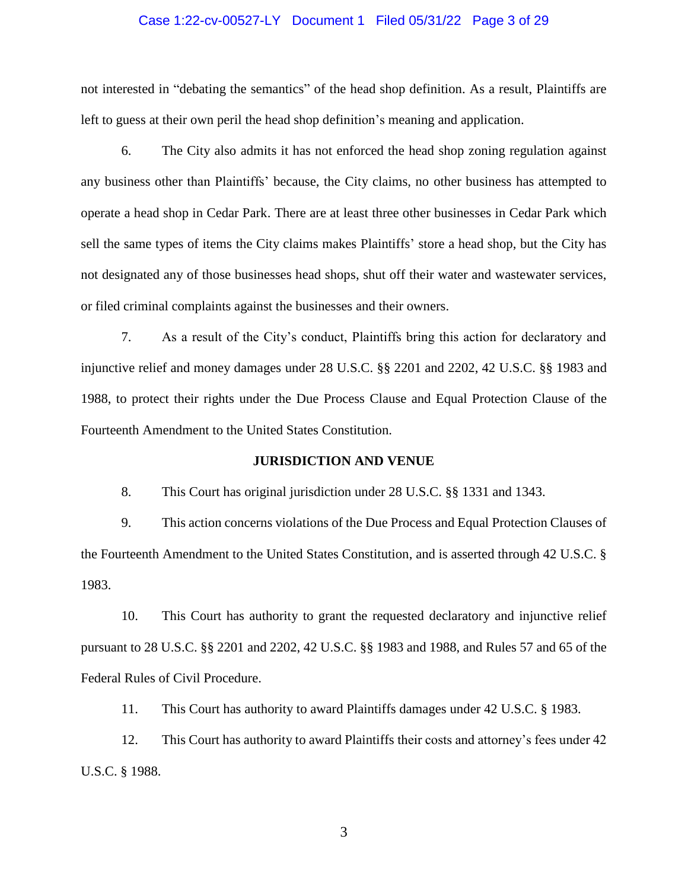not interested in "debating the semantics" of the head shop definition. As a result, Plaintiffs are left to guess at their own peril the head shop definition's meaning and application.

6. The City also admits it has not enforced the head shop zoning regulation against any business other than Plaintiffs' because, the City claims, no other business has attempted to operate a head shop in Cedar Park. There are at least three other businesses in Cedar Park which sell the same types of items the City claims makes Plaintiffs' store a head shop, but the City has not designated any of those businesses head shops, shut off their water and wastewater services, or filed criminal complaints against the businesses and their owners.

7. As a result of the City's conduct, Plaintiffs bring this action for declaratory and injunctive relief and money damages under 28 U.S.C. §§ 2201 and 2202, 42 U.S.C. §§ 1983 and 1988, to protect their rights under the Due Process Clause and Equal Protection Clause of the Fourteenth Amendment to the United States Constitution.

## JURISDICTION AND VENUE

8. This Court has original jurisdiction under 28 U.S.C. §§ 1331 and 1343.

9. This action concerns violations of the Due Process and Equal Protection Clauses of the Fourteenth Amendment to the United States Constitution, and is asserted through 42 U.S.C. § 1983.

10. This Court has authority to grant the requested declaratory and injunctive relief pursuant to 28 U.S.C. §§ 2201 and 2202, 42 U.S.C. §§ 1983 and 1988, and Rules 57 and 65 of the Federal Rules of Civil Procedure.

11. This Court has authority to award Plaintiffs damages under 42 U.S.C. § 1983.

12. This Court has authority to award Plaintiffs their costs and attorney's fees under 42 U.S.C. § 1988.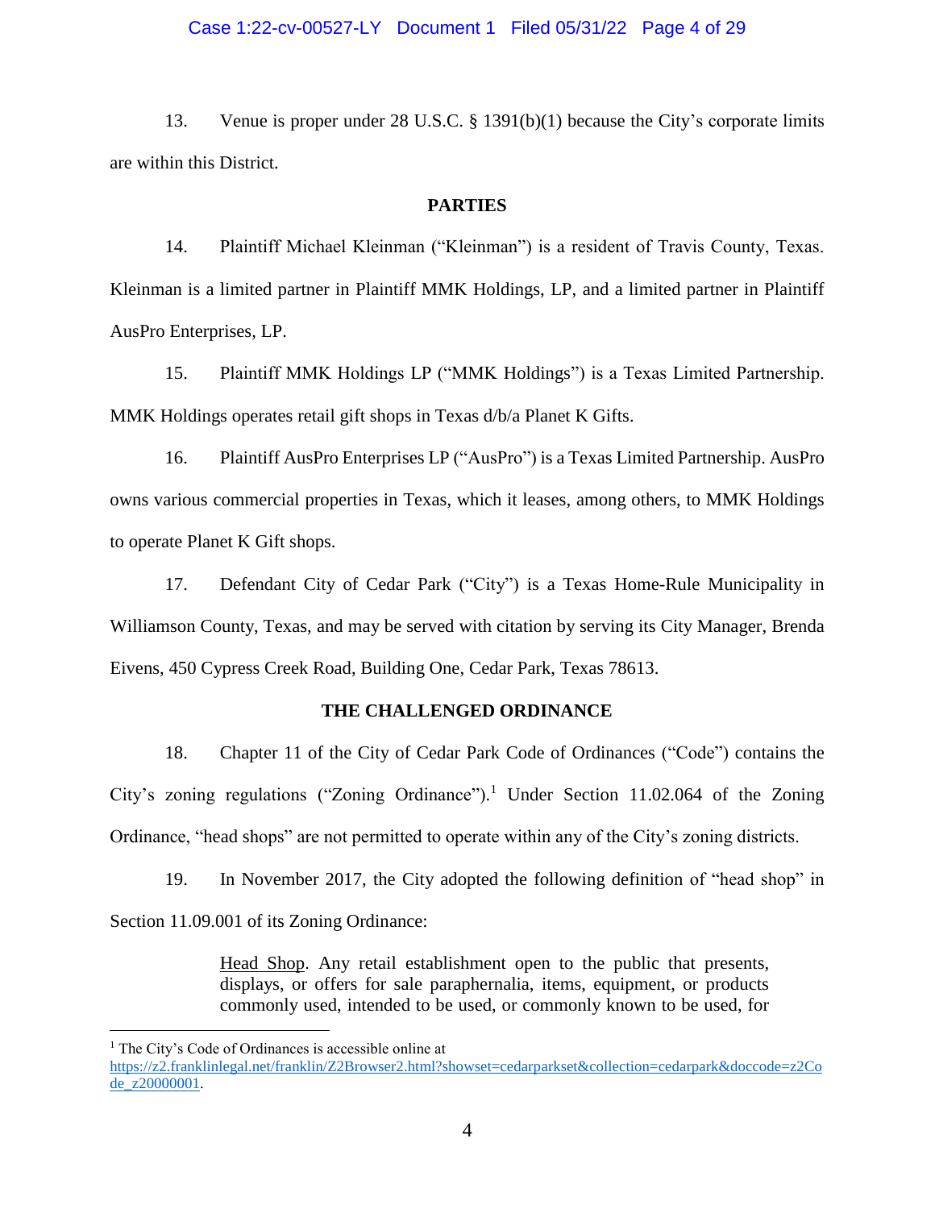13. Venue is proper under 28 U.S.C. § 1391(b)(1) because the City's corporate limits are within this District.

## PARTIES

14. Plaintiff Michael Kleinman ("Kleinman") is a resident of Travis County, Texas. Kleinman is a limited partner in Plaintiff MMK Holdings, LP, and a limited partner in Plaintiff AusPro Enterprises, LP.

15. Plaintiff MMK Holdings LP ("MMK Holdings") is a Texas Limited Partnership. MMK Holdings operates retail gift shops in Texas d/b/a Planet K Gifts.

16. Plaintiff AusPro Enterprises LP ("AusPro") is a Texas Limited Partnership. AusPro owns various commercial properties in Texas, which it leases, among others, to MMK Holdings to operate Planet K Gift shops.

17. Defendant City of Cedar Park ("City") is a Texas Home-Rule Municipality in Williamson County, Texas, and may be served with citation by serving its City Manager, Brenda Eivens, 450 Cypress Creek Road, Building One, Cedar Park, Texas 78613.

## THE CHALLENGED ORDINANCE

18. Chapter 11 of the City of Cedar Park Code of Ordinances ("Code") contains the City's zoning regulations ("Zoning Ordinance").[1] Under Section 11.02.064 of the Zoning Ordinance, "head shops" are not permitted to operate within any of the City's zoning districts.

19. In November 2017, the City adopted the following definition of "head shop" in Section 11.09.001 of its Zoning Ordinance:

> Head Shop. Any retail establishment open to the public that presents, displays, or offers for sale paraphernalia, items, equipment, or products commonly used, intended to be used, or commonly known to be used, for

[1] The City's Code of Ordinances is accessible online at https://z2.franklinlegal.net/franklin/Z2Browser2.html?showset=cedarparkset&collection=cedarpark&doccode=z2Code_z20000001.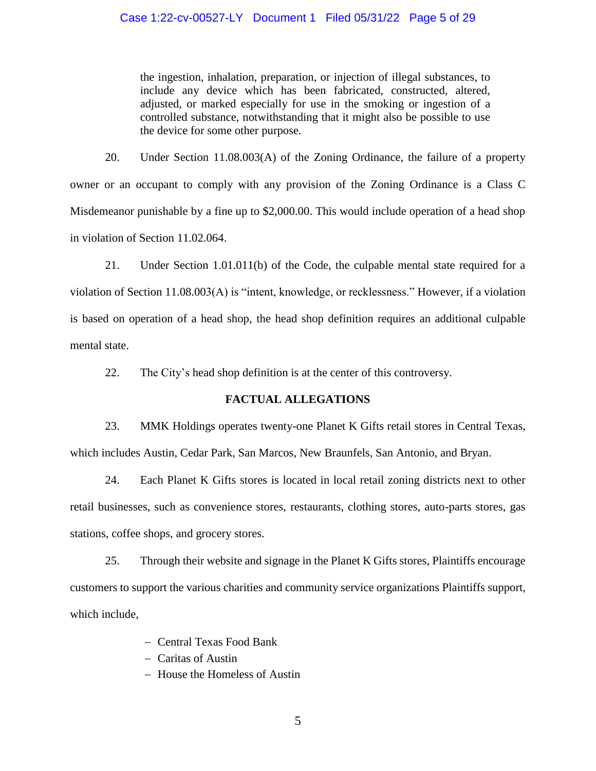> the ingestion, inhalation, preparation, or injection of illegal substances, to include any device which has been fabricated, constructed, altered, adjusted, or marked especially for use in the smoking or ingestion of a controlled substance, notwithstanding that it might also be possible to use the device for some other purpose.

20. Under Section 11.08.003(A) of the Zoning Ordinance, the failure of a property owner or an occupant to comply with any provision of the Zoning Ordinance is a Class C Misdemeanor punishable by a fine up to $2,000.00. This would include operation of a head shop in violation of Section 11.02.064.

21. Under Section 1.01.011(b) of the Code, the culpable mental state required for a violation of Section 11.08.003(A) is "intent, knowledge, or recklessness." However, if a violation is based on operation of a head shop, the head shop definition requires an additional culpable mental state.

22. The City's head shop definition is at the center of this controversy.

**FACTUAL ALLEGATIONS**

23. MMK Holdings operates twenty-one Planet K Gifts retail stores in Central Texas, which includes Austin, Cedar Park, San Marcos, New Braunfels, San Antonio, and Bryan.

24. Each Planet K Gifts stores is located in local retail zoning districts next to other retail businesses, such as convenience stores, restaurants, clothing stores, auto-parts stores, gas stations, coffee shops, and grocery stores.

25. Through their website and signage in the Planet K Gifts stores, Plaintiffs encourage customers to support the various charities and community service organizations Plaintiffs support, which include,

- Central Texas Food Bank
- Caritas of Austin
- House the Homeless of Austin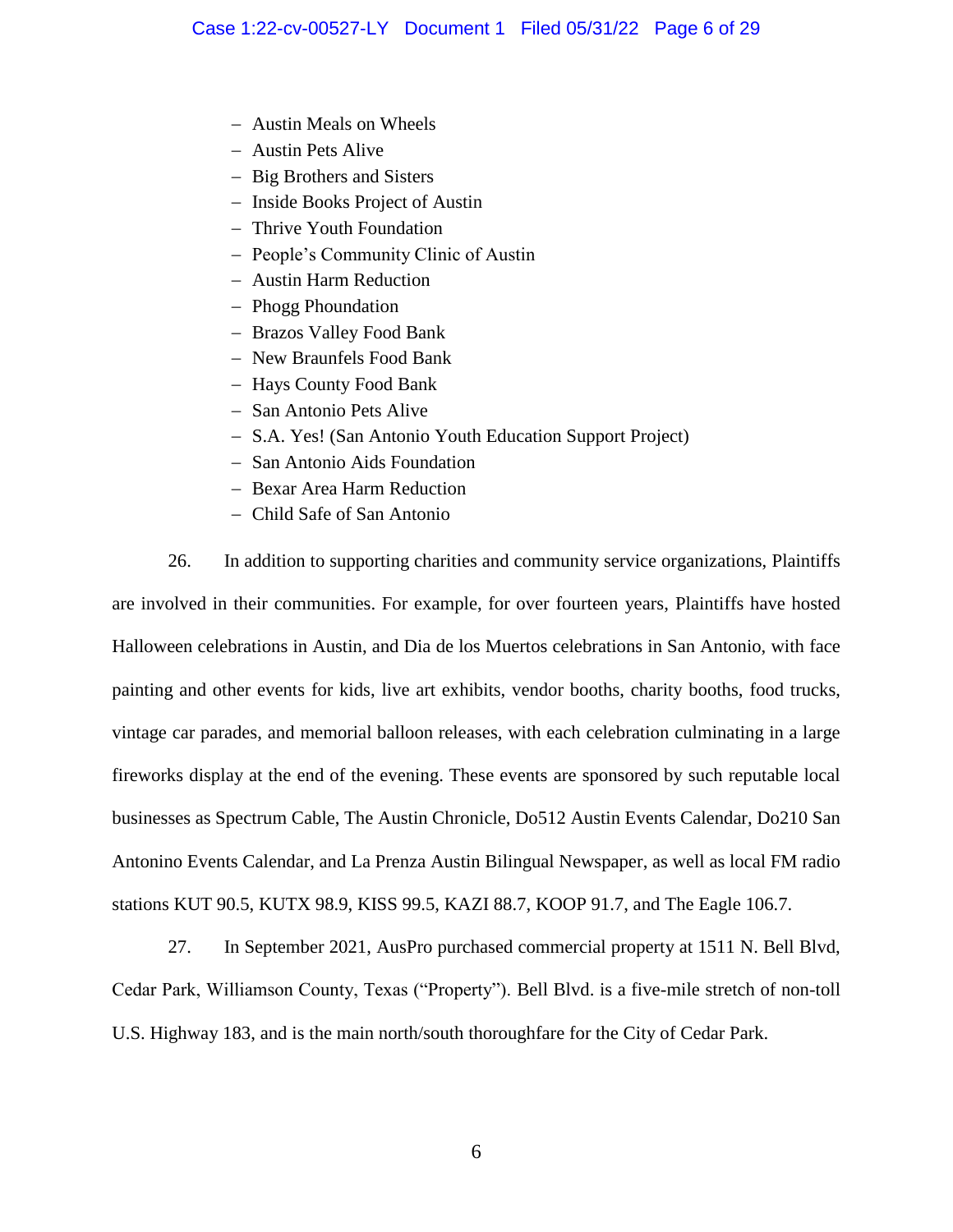- Austin Meals on Wheels
- Austin Pets Alive
- Big Brothers and Sisters
- Inside Books Project of Austin
- Thrive Youth Foundation
- People's Community Clinic of Austin
- Austin Harm Reduction
- Phogg Phoundation
- Brazos Valley Food Bank
- New Braunfels Food Bank
- Hays County Food Bank
- San Antonio Pets Alive
- S.A. Yes! (San Antonio Youth Education Support Project)
- San Antonio Aids Foundation
- Bexar Area Harm Reduction
- Child Safe of San Antonio

26. In addition to supporting charities and community service organizations, Plaintiffs are involved in their communities. For example, for over fourteen years, Plaintiffs have hosted Halloween celebrations in Austin, and Dia de los Muertos celebrations in San Antonio, with face painting and other events for kids, live art exhibits, vendor booths, charity booths, food trucks, vintage car parades, and memorial balloon releases, with each celebration culminating in a large fireworks display at the end of the evening. These events are sponsored by such reputable local businesses as Spectrum Cable, The Austin Chronicle, Do512 Austin Events Calendar, Do210 San Antonino Events Calendar, and La Prenza Austin Bilingual Newspaper, as well as local FM radio stations KUT 90.5, KUTX 98.9, KISS 99.5, KAZI 88.7, KOOP 91.7, and The Eagle 106.7.

27. In September 2021, AusPro purchased commercial property at 1511 N. Bell Blvd, Cedar Park, Williamson County, Texas ("Property"). Bell Blvd. is a five-mile stretch of non-toll U.S. Highway 183, and is the main north/south thoroughfare for the City of Cedar Park.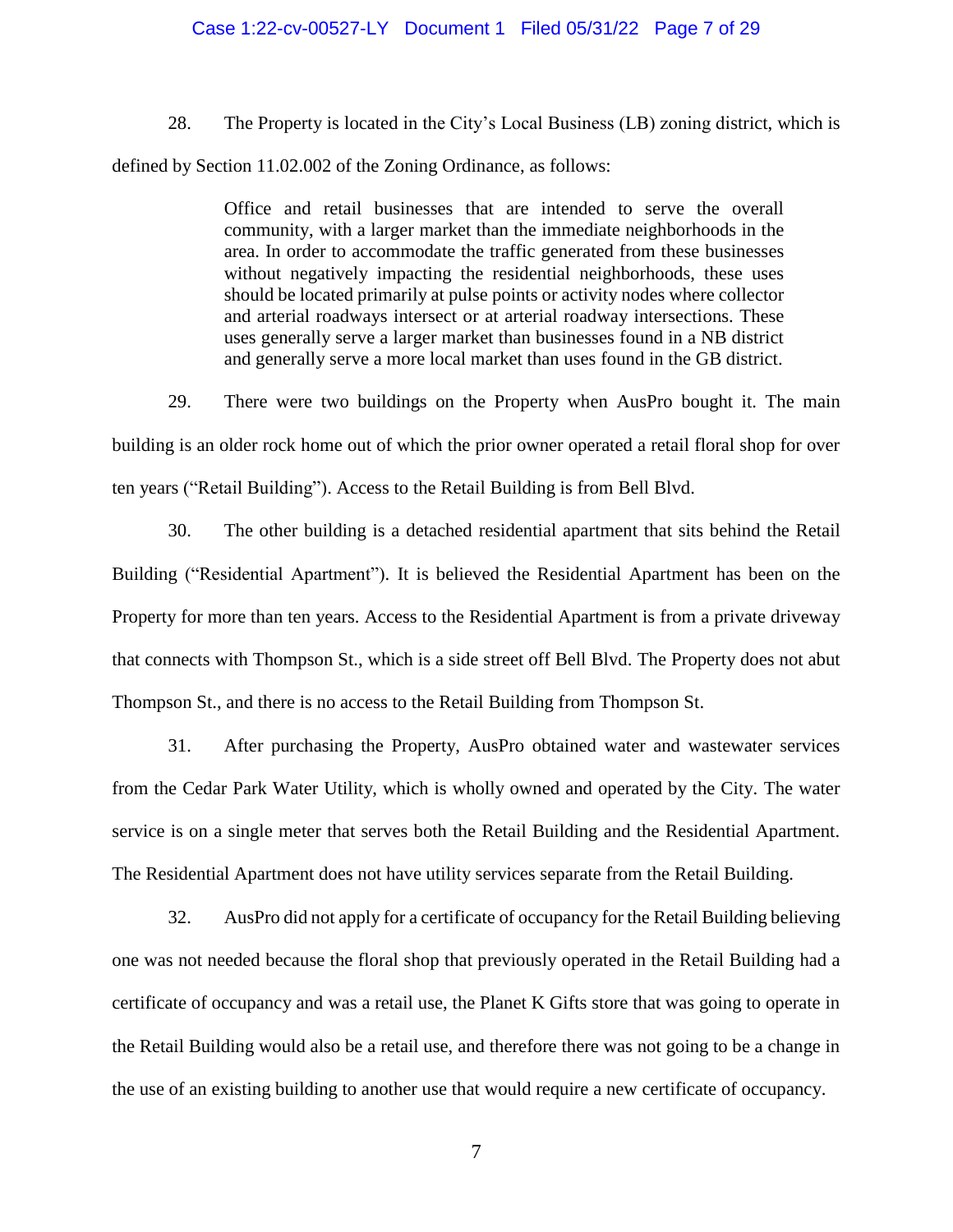28. The Property is located in the City's Local Business (LB) zoning district, which is defined by Section 11.02.002 of the Zoning Ordinance, as follows:

> Office and retail businesses that are intended to serve the overall community, with a larger market than the immediate neighborhoods in the area. In order to accommodate the traffic generated from these businesses without negatively impacting the residential neighborhoods, these uses should be located primarily at pulse points or activity nodes where collector and arterial roadways intersect or at arterial roadway intersections. These uses generally serve a larger market than businesses found in a NB district and generally serve a more local market than uses found in the GB district.

29. There were two buildings on the Property when AusPro bought it. The main building is an older rock home out of which the prior owner operated a retail floral shop for over ten years ("Retail Building"). Access to the Retail Building is from Bell Blvd.

30. The other building is a detached residential apartment that sits behind the Retail Building ("Residential Apartment"). It is believed the Residential Apartment has been on the Property for more than ten years. Access to the Residential Apartment is from a private driveway that connects with Thompson St., which is a side street off Bell Blvd. The Property does not abut Thompson St., and there is no access to the Retail Building from Thompson St.

31. After purchasing the Property, AusPro obtained water and wastewater services from the Cedar Park Water Utility, which is wholly owned and operated by the City. The water service is on a single meter that serves both the Retail Building and the Residential Apartment. The Residential Apartment does not have utility services separate from the Retail Building.

32. AusPro did not apply for a certificate of occupancy for the Retail Building believing one was not needed because the floral shop that previously operated in the Retail Building had a certificate of occupancy and was a retail use, the Planet K Gifts store that was going to operate in the Retail Building would also be a retail use, and therefore there was not going to be a change in the use of an existing building to another use that would require a new certificate of occupancy.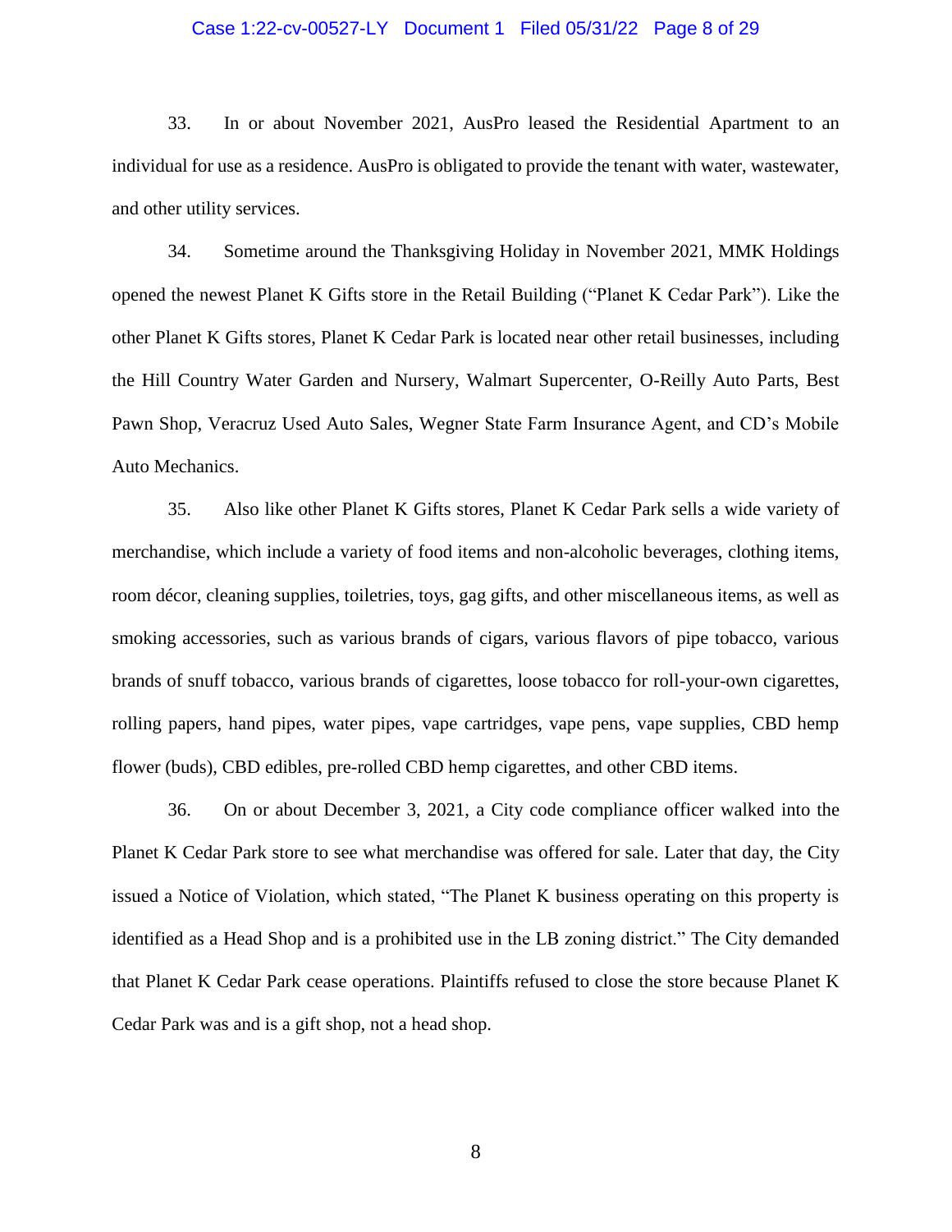33. In or about November 2021, AusPro leased the Residential Apartment to an individual for use as a residence. AusPro is obligated to provide the tenant with water, wastewater, and other utility services.

34. Sometime around the Thanksgiving Holiday in November 2021, MMK Holdings opened the newest Planet K Gifts store in the Retail Building ("Planet K Cedar Park"). Like the other Planet K Gifts stores, Planet K Cedar Park is located near other retail businesses, including the Hill Country Water Garden and Nursery, Walmart Supercenter, O-Reilly Auto Parts, Best Pawn Shop, Veracruz Used Auto Sales, Wegner State Farm Insurance Agent, and CD's Mobile Auto Mechanics.

35. Also like other Planet K Gifts stores, Planet K Cedar Park sells a wide variety of merchandise, which include a variety of food items and non-alcoholic beverages, clothing items, room décor, cleaning supplies, toiletries, toys, gag gifts, and other miscellaneous items, as well as smoking accessories, such as various brands of cigars, various flavors of pipe tobacco, various brands of snuff tobacco, various brands of cigarettes, loose tobacco for roll-your-own cigarettes, rolling papers, hand pipes, water pipes, vape cartridges, vape pens, vape supplies, CBD hemp flower (buds), CBD edibles, pre-rolled CBD hemp cigarettes, and other CBD items.

36. On or about December 3, 2021, a City code compliance officer walked into the Planet K Cedar Park store to see what merchandise was offered for sale. Later that day, the City issued a Notice of Violation, which stated, "The Planet K business operating on this property is identified as a Head Shop and is a prohibited use in the LB zoning district." The City demanded that Planet K Cedar Park cease operations. Plaintiffs refused to close the store because Planet K Cedar Park was and is a gift shop, not a head shop.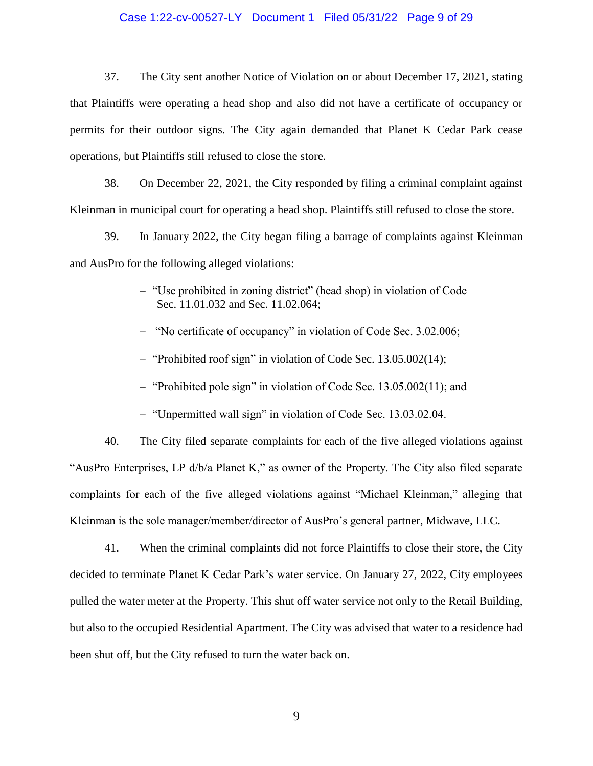37. The City sent another Notice of Violation on or about December 17, 2021, stating that Plaintiffs were operating a head shop and also did not have a certificate of occupancy or permits for their outdoor signs. The City again demanded that Planet K Cedar Park cease operations, but Plaintiffs still refused to close the store.

38. On December 22, 2021, the City responded by filing a criminal complaint against Kleinman in municipal court for operating a head shop. Plaintiffs still refused to close the store.

39. In January 2022, the City began filing a barrage of complaints against Kleinman and AusPro for the following alleged violations:

- "Use prohibited in zoning district" (head shop) in violation of Code Sec. 11.01.032 and Sec. 11.02.064;
- "No certificate of occupancy" in violation of Code Sec. 3.02.006;
- "Prohibited roof sign" in violation of Code Sec. 13.05.002(14);
- "Prohibited pole sign" in violation of Code Sec. 13.05.002(11); and
- "Unpermitted wall sign" in violation of Code Sec. 13.03.02.04.

40. The City filed separate complaints for each of the five alleged violations against "AusPro Enterprises, LP d/b/a Planet K," as owner of the Property. The City also filed separate complaints for each of the five alleged violations against "Michael Kleinman," alleging that Kleinman is the sole manager/member/director of AusPro's general partner, Midwave, LLC.

41. When the criminal complaints did not force Plaintiffs to close their store, the City decided to terminate Planet K Cedar Park's water service. On January 27, 2022, City employees pulled the water meter at the Property. This shut off water service not only to the Retail Building, but also to the occupied Residential Apartment. The City was advised that water to a residence had been shut off, but the City refused to turn the water back on.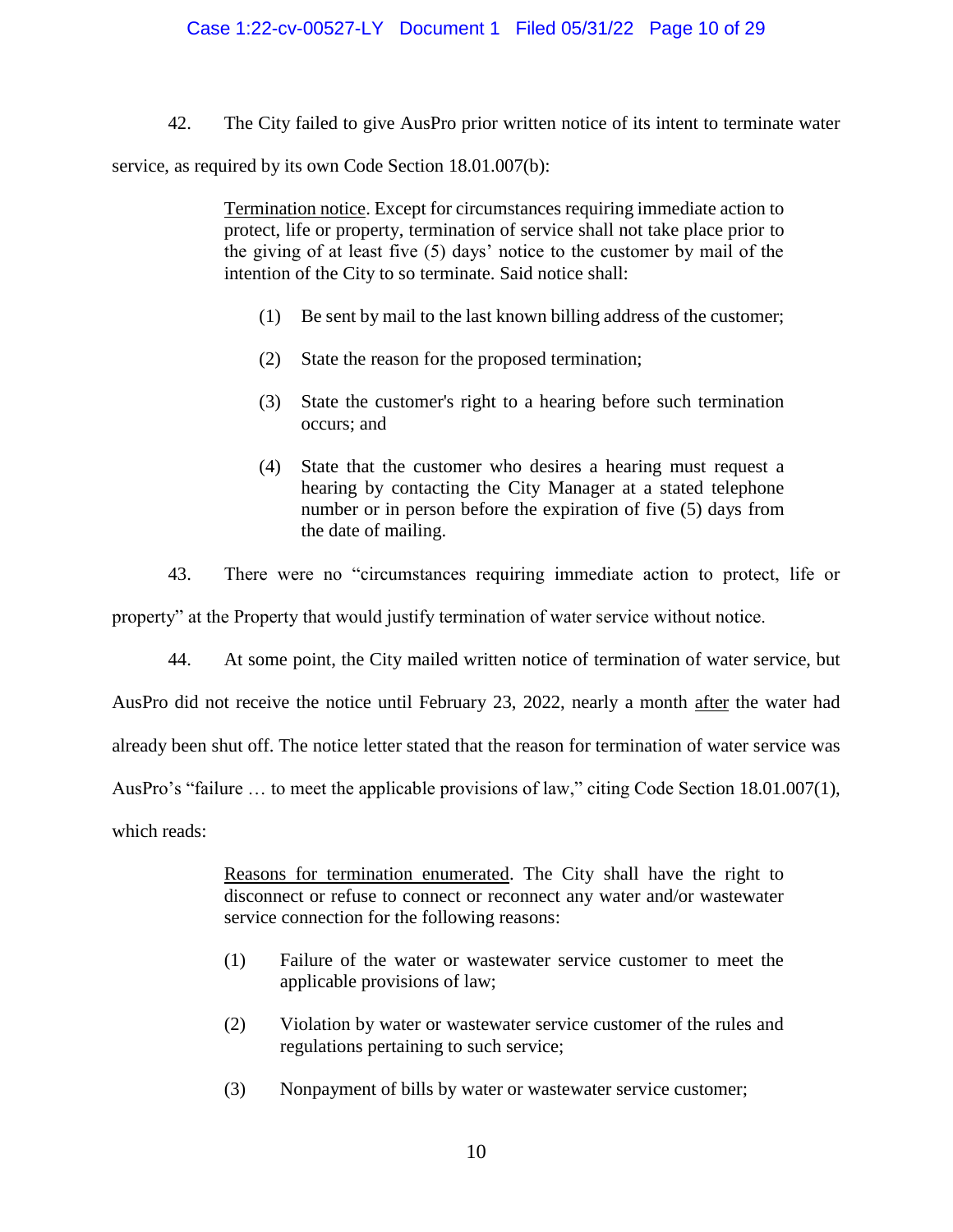42. The City failed to give AusPro prior written notice of its intent to terminate water service, as required by its own Code Section 18.01.007(b):

> Termination notice. Except for circumstances requiring immediate action to protect, life or property, termination of service shall not take place prior to the giving of at least five (5) days' notice to the customer by mail of the intention of the City to so terminate. Said notice shall:
>
> (1) Be sent by mail to the last known billing address of the customer;
>
> (2) State the reason for the proposed termination;
>
> (3) State the customer's right to a hearing before such termination occurs; and
>
> (4) State that the customer who desires a hearing must request a hearing by contacting the City Manager at a stated telephone number or in person before the expiration of five (5) days from the date of mailing.

43. There were no "circumstances requiring immediate action to protect, life or property" at the Property that would justify termination of water service without notice.

44. At some point, the City mailed written notice of termination of water service, but AusPro did not receive the notice until February 23, 2022, nearly a month after the water had already been shut off. The notice letter stated that the reason for termination of water service was AusPro's "failure … to meet the applicable provisions of law," citing Code Section 18.01.007(1), which reads:

> Reasons for termination enumerated. The City shall have the right to disconnect or refuse to connect or reconnect any water and/or wastewater service connection for the following reasons:
>
> (1) Failure of the water or wastewater service customer to meet the applicable provisions of law;
>
> (2) Violation by water or wastewater service customer of the rules and regulations pertaining to such service;
>
> (3) Nonpayment of bills by water or wastewater service customer;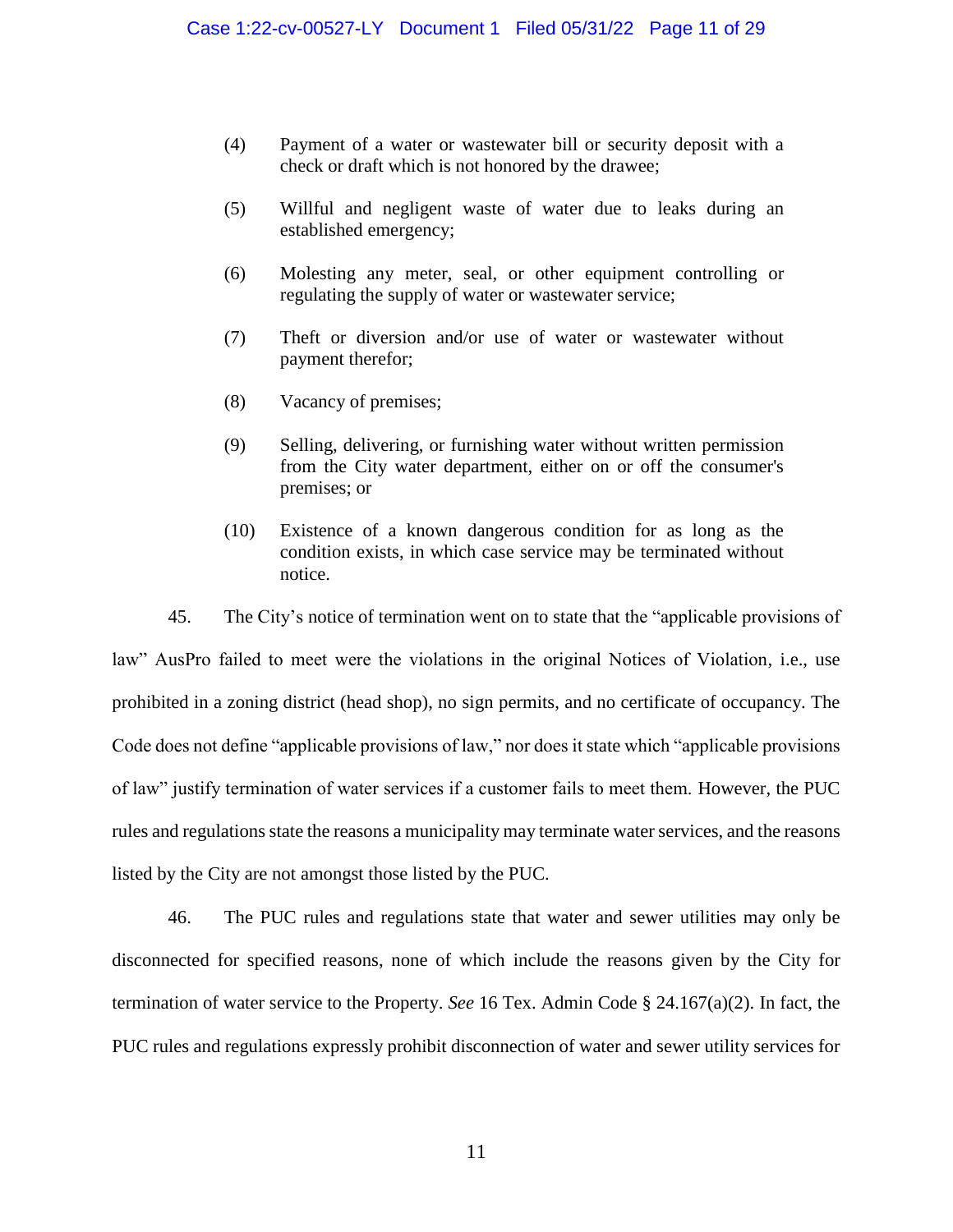(4) Payment of a water or wastewater bill or security deposit with a check or draft which is not honored by the drawee;

(5) Willful and negligent waste of water due to leaks during an established emergency;

(6) Molesting any meter, seal, or other equipment controlling or regulating the supply of water or wastewater service;

(7) Theft or diversion and/or use of water or wastewater without payment therefor;

(8) Vacancy of premises;

(9) Selling, delivering, or furnishing water without written permission from the City water department, either on or off the consumer's premises; or

(10) Existence of a known dangerous condition for as long as the condition exists, in which case service may be terminated without notice.

45. The City's notice of termination went on to state that the "applicable provisions of law" AusPro failed to meet were the violations in the original Notices of Violation, i.e., use prohibited in a zoning district (head shop), no sign permits, and no certificate of occupancy. The Code does not define "applicable provisions of law," nor does it state which "applicable provisions of law" justify termination of water services if a customer fails to meet them. However, the PUC rules and regulations state the reasons a municipality may terminate water services, and the reasons listed by the City are not amongst those listed by the PUC.

46. The PUC rules and regulations state that water and sewer utilities may only be disconnected for specified reasons, none of which include the reasons given by the City for termination of water service to the Property. *See* 16 Tex. Admin Code § 24.167(a)(2). In fact, the PUC rules and regulations expressly prohibit disconnection of water and sewer utility services for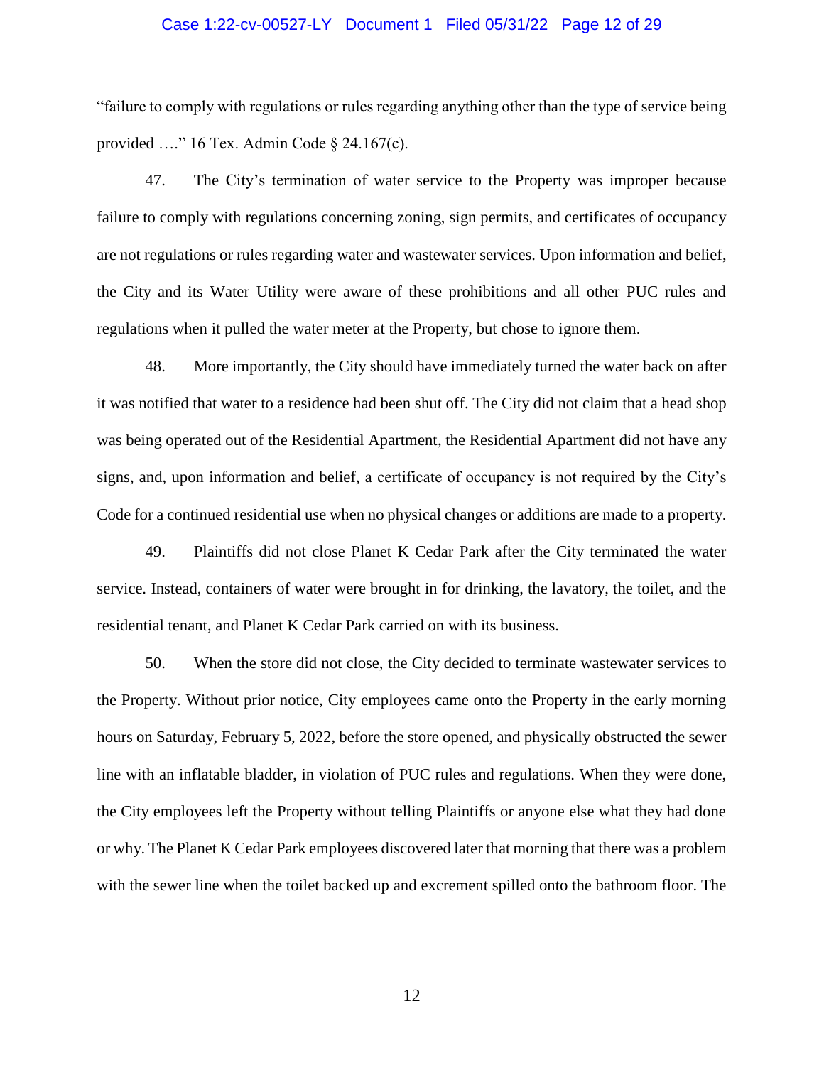"failure to comply with regulations or rules regarding anything other than the type of service being provided …." 16 Tex. Admin Code § 24.167(c).

47. The City's termination of water service to the Property was improper because failure to comply with regulations concerning zoning, sign permits, and certificates of occupancy are not regulations or rules regarding water and wastewater services. Upon information and belief, the City and its Water Utility were aware of these prohibitions and all other PUC rules and regulations when it pulled the water meter at the Property, but chose to ignore them.

48. More importantly, the City should have immediately turned the water back on after it was notified that water to a residence had been shut off. The City did not claim that a head shop was being operated out of the Residential Apartment, the Residential Apartment did not have any signs, and, upon information and belief, a certificate of occupancy is not required by the City's Code for a continued residential use when no physical changes or additions are made to a property.

49. Plaintiffs did not close Planet K Cedar Park after the City terminated the water service. Instead, containers of water were brought in for drinking, the lavatory, the toilet, and the residential tenant, and Planet K Cedar Park carried on with its business.

50. When the store did not close, the City decided to terminate wastewater services to the Property. Without prior notice, City employees came onto the Property in the early morning hours on Saturday, February 5, 2022, before the store opened, and physically obstructed the sewer line with an inflatable bladder, in violation of PUC rules and regulations. When they were done, the City employees left the Property without telling Plaintiffs or anyone else what they had done or why. The Planet K Cedar Park employees discovered later that morning that there was a problem with the sewer line when the toilet backed up and excrement spilled onto the bathroom floor. The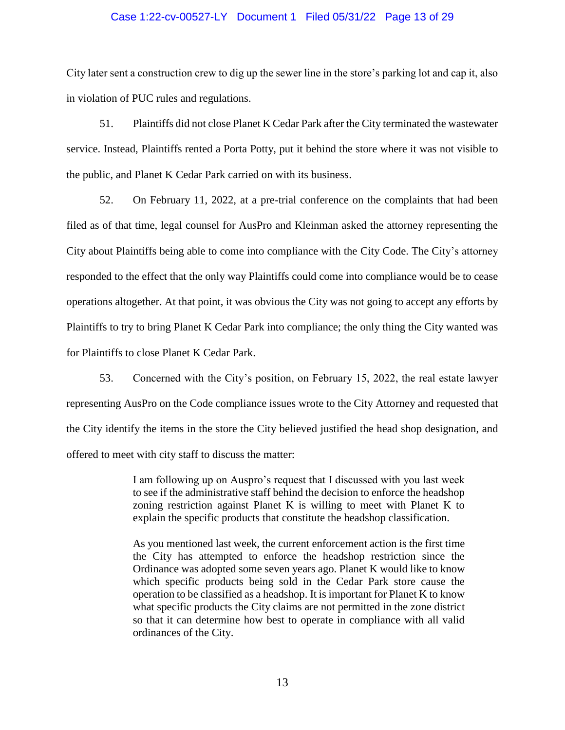City later sent a construction crew to dig up the sewer line in the store's parking lot and cap it, also in violation of PUC rules and regulations.

51. Plaintiffs did not close Planet K Cedar Park after the City terminated the wastewater service. Instead, Plaintiffs rented a Porta Potty, put it behind the store where it was not visible to the public, and Planet K Cedar Park carried on with its business.

52. On February 11, 2022, at a pre-trial conference on the complaints that had been filed as of that time, legal counsel for AusPro and Kleinman asked the attorney representing the City about Plaintiffs being able to come into compliance with the City Code. The City's attorney responded to the effect that the only way Plaintiffs could come into compliance would be to cease operations altogether. At that point, it was obvious the City was not going to accept any efforts by Plaintiffs to try to bring Planet K Cedar Park into compliance; the only thing the City wanted was for Plaintiffs to close Planet K Cedar Park.

53. Concerned with the City's position, on February 15, 2022, the real estate lawyer representing AusPro on the Code compliance issues wrote to the City Attorney and requested that the City identify the items in the store the City believed justified the head shop designation, and offered to meet with city staff to discuss the matter:

> I am following up on Auspro's request that I discussed with you last week to see if the administrative staff behind the decision to enforce the headshop zoning restriction against Planet K is willing to meet with Planet K to explain the specific products that constitute the headshop classification.
>
> As you mentioned last week, the current enforcement action is the first time the City has attempted to enforce the headshop restriction since the Ordinance was adopted some seven years ago. Planet K would like to know which specific products being sold in the Cedar Park store cause the operation to be classified as a headshop. It is important for Planet K to know what specific products the City claims are not permitted in the zone district so that it can determine how best to operate in compliance with all valid ordinances of the City.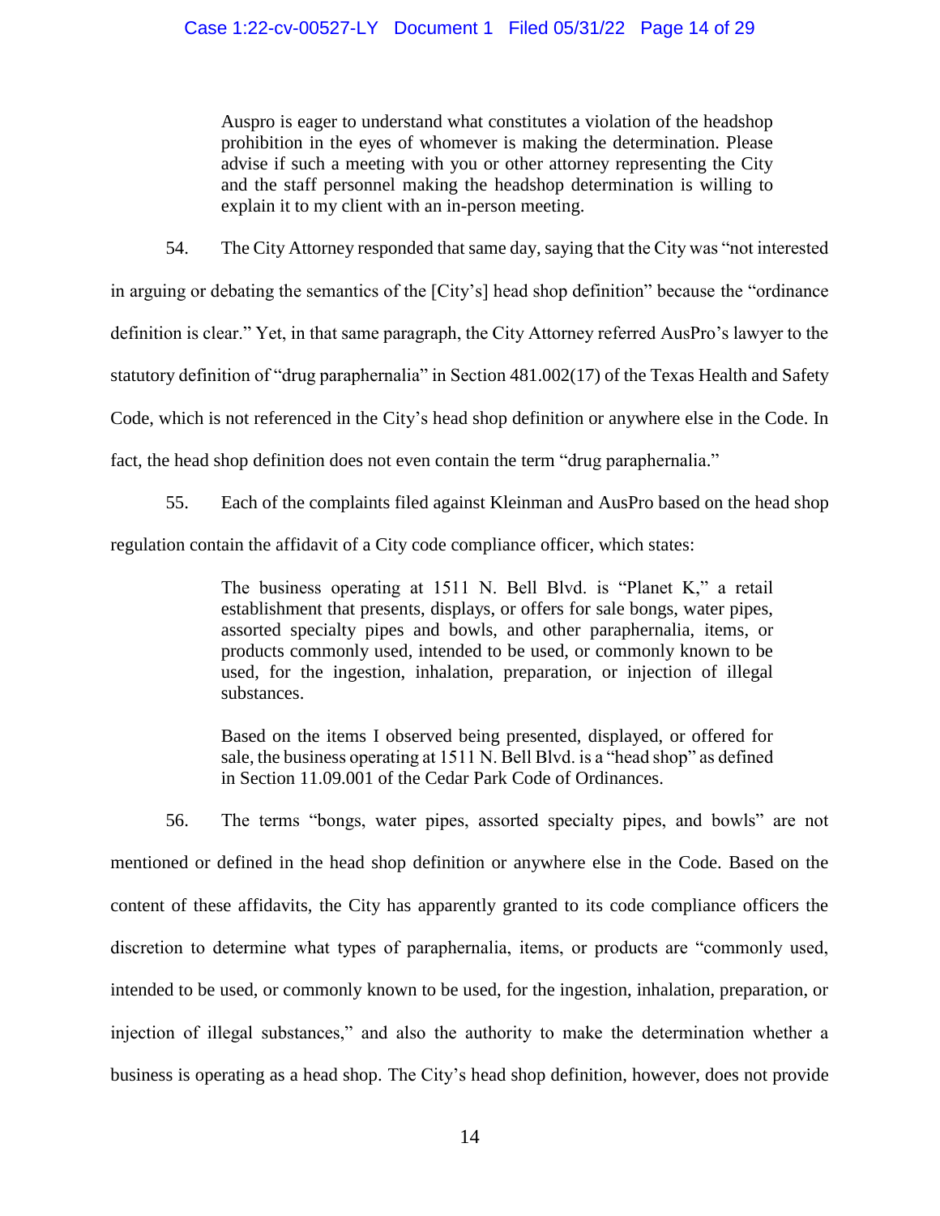> Auspro is eager to understand what constitutes a violation of the headshop prohibition in the eyes of whomever is making the determination. Please advise if such a meeting with you or other attorney representing the City and the staff personnel making the headshop determination is willing to explain it to my client with an in-person meeting.

54. The City Attorney responded that same day, saying that the City was "not interested in arguing or debating the semantics of the [City's] head shop definition" because the "ordinance definition is clear." Yet, in that same paragraph, the City Attorney referred AusPro's lawyer to the statutory definition of "drug paraphernalia" in Section 481.002(17) of the Texas Health and Safety Code, which is not referenced in the City's head shop definition or anywhere else in the Code. In fact, the head shop definition does not even contain the term "drug paraphernalia."

55. Each of the complaints filed against Kleinman and AusPro based on the head shop regulation contain the affidavit of a City code compliance officer, which states:

> The business operating at 1511 N. Bell Blvd. is "Planet K," a retail establishment that presents, displays, or offers for sale bongs, water pipes, assorted specialty pipes and bowls, and other paraphernalia, items, or products commonly used, intended to be used, or commonly known to be used, for the ingestion, inhalation, preparation, or injection of illegal substances.
>
> Based on the items I observed being presented, displayed, or offered for sale, the business operating at 1511 N. Bell Blvd. is a "head shop" as defined in Section 11.09.001 of the Cedar Park Code of Ordinances.

56. The terms "bongs, water pipes, assorted specialty pipes, and bowls" are not mentioned or defined in the head shop definition or anywhere else in the Code. Based on the content of these affidavits, the City has apparently granted to its code compliance officers the discretion to determine what types of paraphernalia, items, or products are "commonly used, intended to be used, or commonly known to be used, for the ingestion, inhalation, preparation, or injection of illegal substances," and also the authority to make the determination whether a business is operating as a head shop. The City's head shop definition, however, does not provide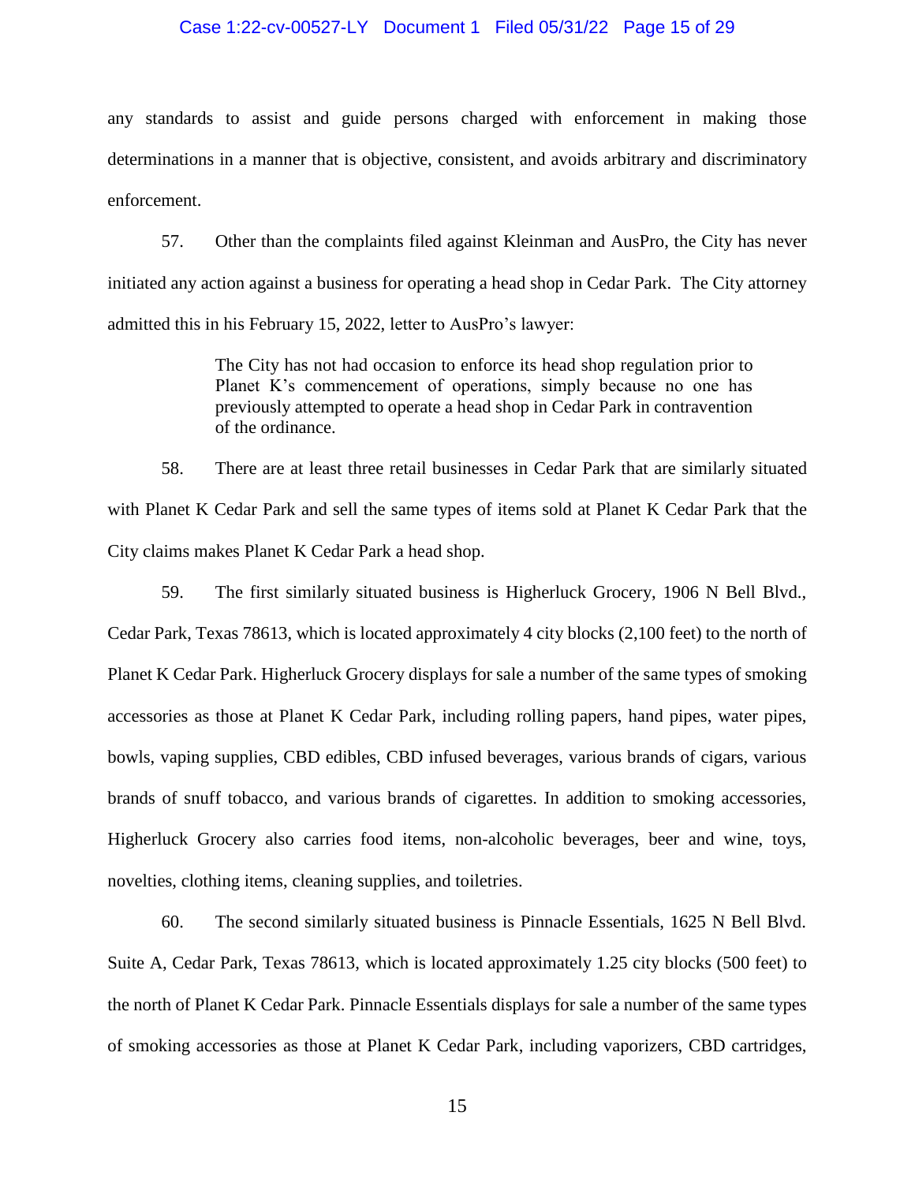any standards to assist and guide persons charged with enforcement in making those determinations in a manner that is objective, consistent, and avoids arbitrary and discriminatory enforcement.

57. Other than the complaints filed against Kleinman and AusPro, the City has never initiated any action against a business for operating a head shop in Cedar Park. The City attorney admitted this in his February 15, 2022, letter to AusPro's lawyer:

> The City has not had occasion to enforce its head shop regulation prior to Planet K's commencement of operations, simply because no one has previously attempted to operate a head shop in Cedar Park in contravention of the ordinance.

58. There are at least three retail businesses in Cedar Park that are similarly situated with Planet K Cedar Park and sell the same types of items sold at Planet K Cedar Park that the City claims makes Planet K Cedar Park a head shop.

59. The first similarly situated business is Higherluck Grocery, 1906 N Bell Blvd., Cedar Park, Texas 78613, which is located approximately 4 city blocks (2,100 feet) to the north of Planet K Cedar Park. Higherluck Grocery displays for sale a number of the same types of smoking accessories as those at Planet K Cedar Park, including rolling papers, hand pipes, water pipes, bowls, vaping supplies, CBD edibles, CBD infused beverages, various brands of cigars, various brands of snuff tobacco, and various brands of cigarettes. In addition to smoking accessories, Higherluck Grocery also carries food items, non-alcoholic beverages, beer and wine, toys, novelties, clothing items, cleaning supplies, and toiletries.

60. The second similarly situated business is Pinnacle Essentials, 1625 N Bell Blvd. Suite A, Cedar Park, Texas 78613, which is located approximately 1.25 city blocks (500 feet) to the north of Planet K Cedar Park. Pinnacle Essentials displays for sale a number of the same types of smoking accessories as those at Planet K Cedar Park, including vaporizers, CBD cartridges,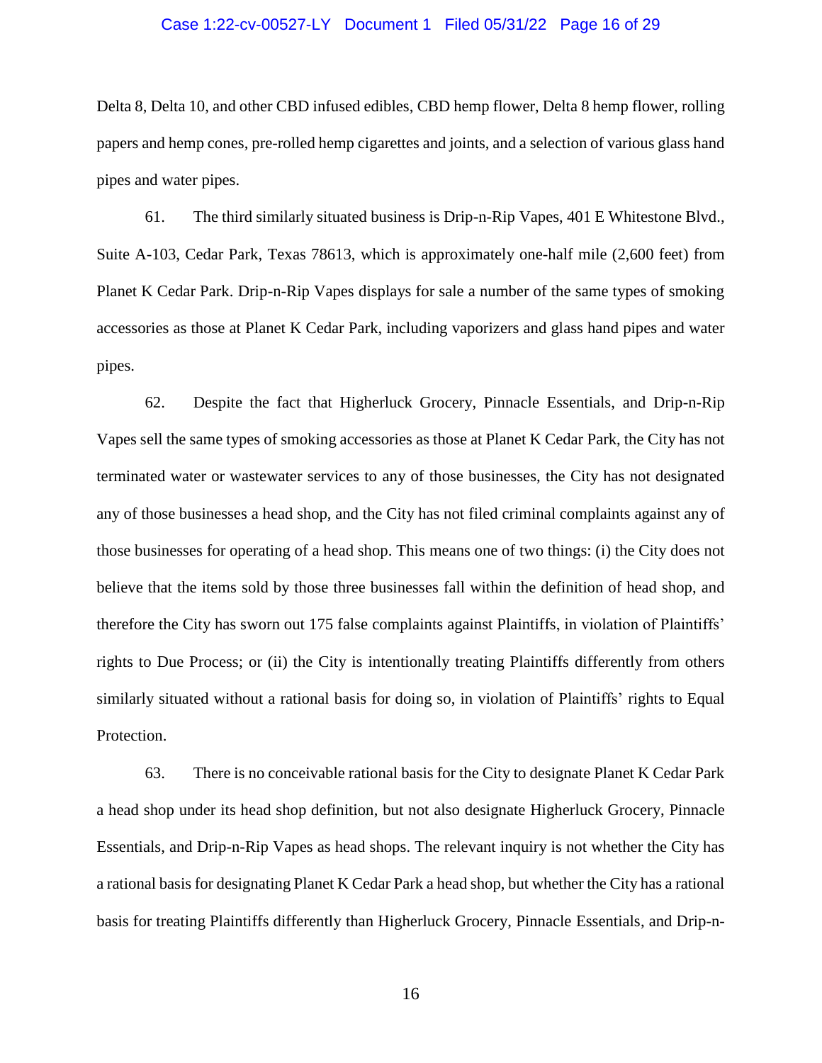Delta 8, Delta 10, and other CBD infused edibles, CBD hemp flower, Delta 8 hemp flower, rolling papers and hemp cones, pre-rolled hemp cigarettes and joints, and a selection of various glass hand pipes and water pipes.

61. The third similarly situated business is Drip-n-Rip Vapes, 401 E Whitestone Blvd., Suite A-103, Cedar Park, Texas 78613, which is approximately one-half mile (2,600 feet) from Planet K Cedar Park. Drip-n-Rip Vapes displays for sale a number of the same types of smoking accessories as those at Planet K Cedar Park, including vaporizers and glass hand pipes and water pipes.

62. Despite the fact that Higherluck Grocery, Pinnacle Essentials, and Drip-n-Rip Vapes sell the same types of smoking accessories as those at Planet K Cedar Park, the City has not terminated water or wastewater services to any of those businesses, the City has not designated any of those businesses a head shop, and the City has not filed criminal complaints against any of those businesses for operating of a head shop. This means one of two things: (i) the City does not believe that the items sold by those three businesses fall within the definition of head shop, and therefore the City has sworn out 175 false complaints against Plaintiffs, in violation of Plaintiffs' rights to Due Process; or (ii) the City is intentionally treating Plaintiffs differently from others similarly situated without a rational basis for doing so, in violation of Plaintiffs' rights to Equal Protection.

63. There is no conceivable rational basis for the City to designate Planet K Cedar Park a head shop under its head shop definition, but not also designate Higherluck Grocery, Pinnacle Essentials, and Drip-n-Rip Vapes as head shops. The relevant inquiry is not whether the City has a rational basis for designating Planet K Cedar Park a head shop, but whether the City has a rational basis for treating Plaintiffs differently than Higherluck Grocery, Pinnacle Essentials, and Drip-n-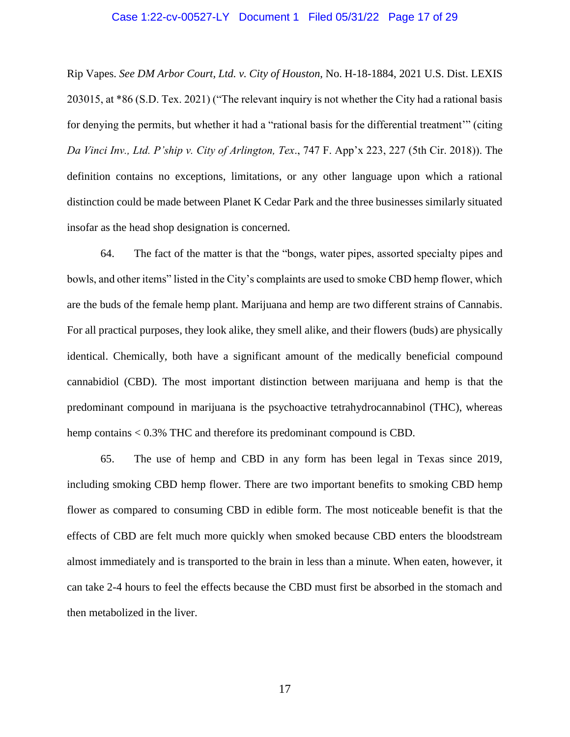Rip Vapes. *See DM Arbor Court, Ltd. v. City of Houston*, No. H-18-1884, 2021 U.S. Dist. LEXIS 203015, at *86 (S.D. Tex. 2021) ("The relevant inquiry is not whether the City had a rational basis for denying the permits, but whether it had a "rational basis for the differential treatment'" (citing *Da Vinci Inv., Ltd. P'ship v. City of Arlington, Tex*., 747 F. App'x 223, 227 (5th Cir. 2018)). The definition contains no exceptions, limitations, or any other language upon which a rational distinction could be made between Planet K Cedar Park and the three businesses similarly situated insofar as the head shop designation is concerned.

64. The fact of the matter is that the "bongs, water pipes, assorted specialty pipes and bowls, and other items" listed in the City's complaints are used to smoke CBD hemp flower, which are the buds of the female hemp plant. Marijuana and hemp are two different strains of Cannabis. For all practical purposes, they look alike, they smell alike, and their flowers (buds) are physically identical. Chemically, both have a significant amount of the medically beneficial compound cannabidiol (CBD). The most important distinction between marijuana and hemp is that the predominant compound in marijuana is the psychoactive tetrahydrocannabinol (THC), whereas hemp contains < 0.3% THC and therefore its predominant compound is CBD.

65. The use of hemp and CBD in any form has been legal in Texas since 2019, including smoking CBD hemp flower. There are two important benefits to smoking CBD hemp flower as compared to consuming CBD in edible form. The most noticeable benefit is that the effects of CBD are felt much more quickly when smoked because CBD enters the bloodstream almost immediately and is transported to the brain in less than a minute. When eaten, however, it can take 2-4 hours to feel the effects because the CBD must first be absorbed in the stomach and then metabolized in the liver.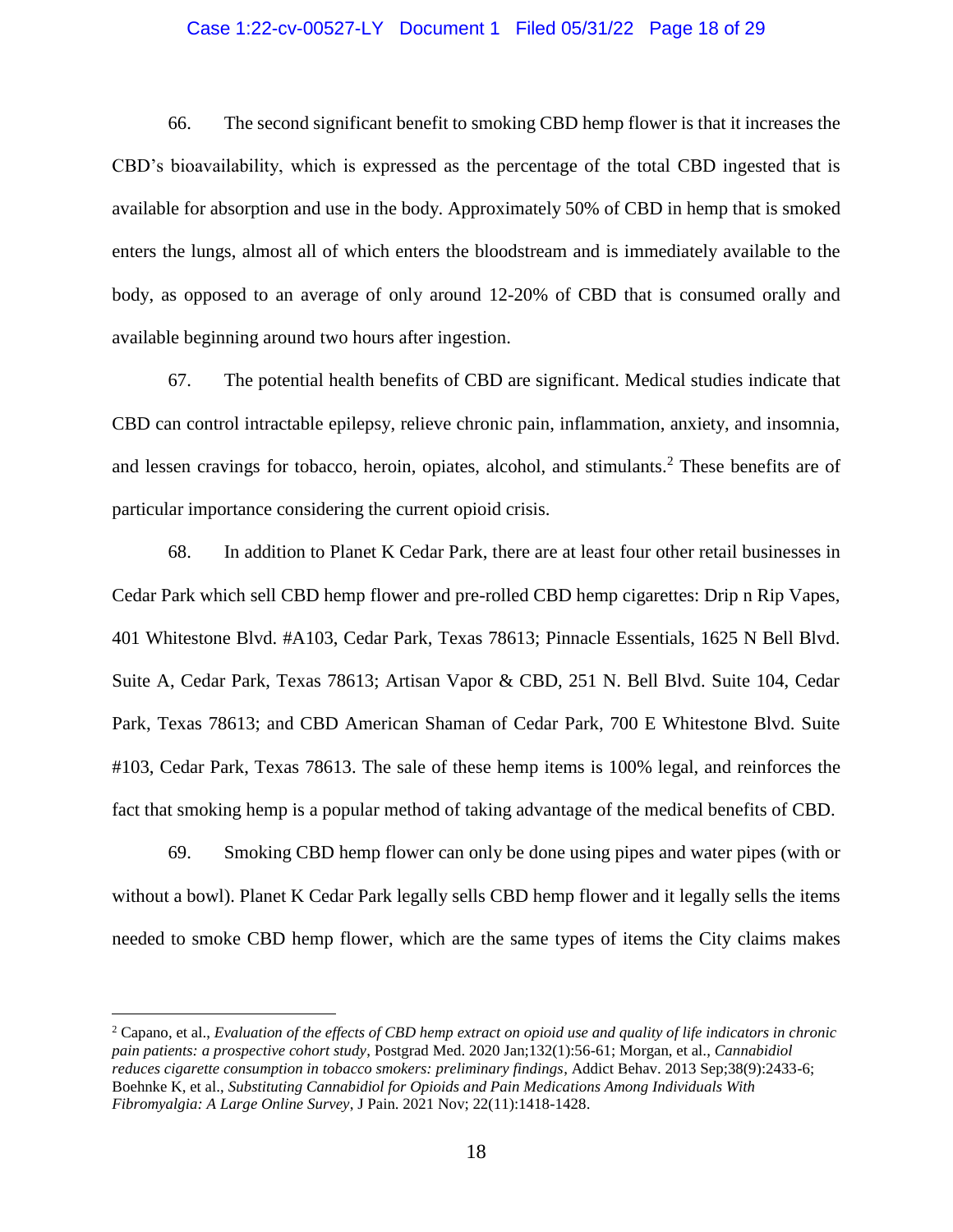66. The second significant benefit to smoking CBD hemp flower is that it increases the CBD's bioavailability, which is expressed as the percentage of the total CBD ingested that is available for absorption and use in the body. Approximately 50% of CBD in hemp that is smoked enters the lungs, almost all of which enters the bloodstream and is immediately available to the body, as opposed to an average of only around 12-20% of CBD that is consumed orally and available beginning around two hours after ingestion.

67. The potential health benefits of CBD are significant. Medical studies indicate that CBD can control intractable epilepsy, relieve chronic pain, inflammation, anxiety, and insomnia, and lessen cravings for tobacco, heroin, opiates, alcohol, and stimulants.[2] These benefits are of particular importance considering the current opioid crisis.

68. In addition to Planet K Cedar Park, there are at least four other retail businesses in Cedar Park which sell CBD hemp flower and pre-rolled CBD hemp cigarettes: Drip n Rip Vapes, 401 Whitestone Blvd. #A103, Cedar Park, Texas 78613; Pinnacle Essentials, 1625 N Bell Blvd. Suite A, Cedar Park, Texas 78613; Artisan Vapor & CBD, 251 N. Bell Blvd. Suite 104, Cedar Park, Texas 78613; and CBD American Shaman of Cedar Park, 700 E Whitestone Blvd. Suite #103, Cedar Park, Texas 78613. The sale of these hemp items is 100% legal, and reinforces the fact that smoking hemp is a popular method of taking advantage of the medical benefits of CBD.

69. Smoking CBD hemp flower can only be done using pipes and water pipes (with or without a bowl). Planet K Cedar Park legally sells CBD hemp flower and it legally sells the items needed to smoke CBD hemp flower, which are the same types of items the City claims makes

---

[2] Capano, et al., *Evaluation of the effects of CBD hemp extract on opioid use and quality of life indicators in chronic pain patients: a prospective cohort study*, Postgrad Med. 2020 Jan;132(1):56-61; Morgan, et al., *Cannabidiol reduces cigarette consumption in tobacco smokers: preliminary findings*, Addict Behav. 2013 Sep;38(9):2433-6; Boehnke K, et al., *Substituting Cannabidiol for Opioids and Pain Medications Among Individuals With Fibromyalgia: A Large Online Survey*, J Pain. 2021 Nov; 22(11):1418-1428.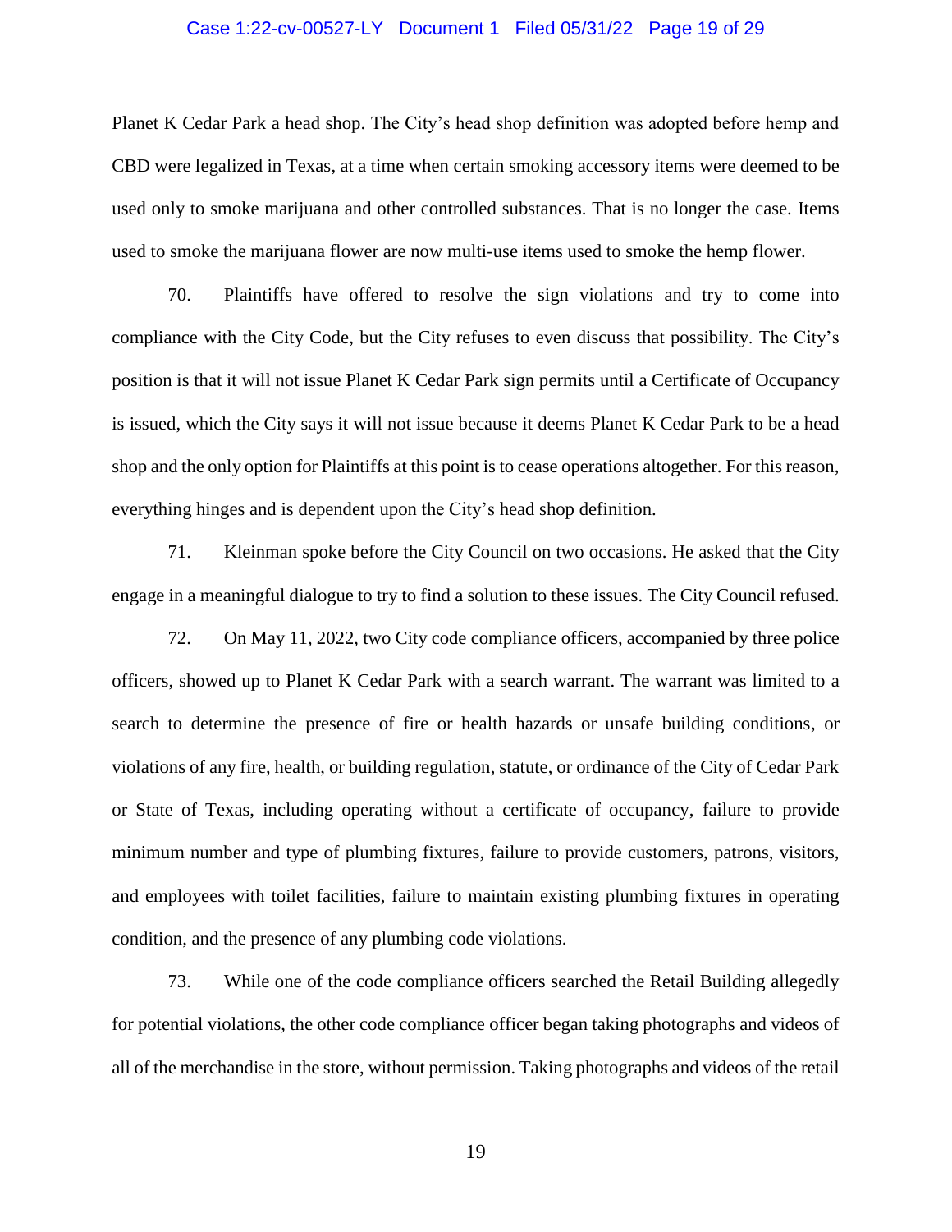Planet K Cedar Park a head shop. The City's head shop definition was adopted before hemp and CBD were legalized in Texas, at a time when certain smoking accessory items were deemed to be used only to smoke marijuana and other controlled substances. That is no longer the case. Items used to smoke the marijuana flower are now multi-use items used to smoke the hemp flower.

70. Plaintiffs have offered to resolve the sign violations and try to come into compliance with the City Code, but the City refuses to even discuss that possibility. The City's position is that it will not issue Planet K Cedar Park sign permits until a Certificate of Occupancy is issued, which the City says it will not issue because it deems Planet K Cedar Park to be a head shop and the only option for Plaintiffs at this point is to cease operations altogether. For this reason, everything hinges and is dependent upon the City's head shop definition.

71. Kleinman spoke before the City Council on two occasions. He asked that the City engage in a meaningful dialogue to try to find a solution to these issues. The City Council refused.

72. On May 11, 2022, two City code compliance officers, accompanied by three police officers, showed up to Planet K Cedar Park with a search warrant. The warrant was limited to a search to determine the presence of fire or health hazards or unsafe building conditions, or violations of any fire, health, or building regulation, statute, or ordinance of the City of Cedar Park or State of Texas, including operating without a certificate of occupancy, failure to provide minimum number and type of plumbing fixtures, failure to provide customers, patrons, visitors, and employees with toilet facilities, failure to maintain existing plumbing fixtures in operating condition, and the presence of any plumbing code violations.

73. While one of the code compliance officers searched the Retail Building allegedly for potential violations, the other code compliance officer began taking photographs and videos of all of the merchandise in the store, without permission. Taking photographs and videos of the retail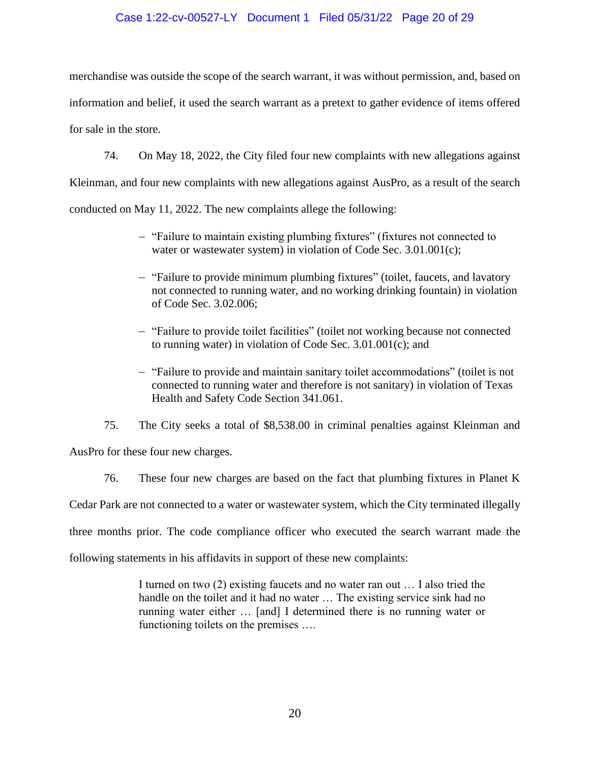merchandise was outside the scope of the search warrant, it was without permission, and, based on information and belief, it used the search warrant as a pretext to gather evidence of items offered for sale in the store.

74. On May 18, 2022, the City filed four new complaints with new allegations against Kleinman, and four new complaints with new allegations against AusPro, as a result of the search conducted on May 11, 2022. The new complaints allege the following:

- "Failure to maintain existing plumbing fixtures" (fixtures not connected to water or wastewater system) in violation of Code Sec. 3.01.001(c);
- "Failure to provide minimum plumbing fixtures" (toilet, faucets, and lavatory not connected to running water, and no working drinking fountain) in violation of Code Sec. 3.02.006;
- "Failure to provide toilet facilities" (toilet not working because not connected to running water) in violation of Code Sec. 3.01.001(c); and
- "Failure to provide and maintain sanitary toilet accommodations" (toilet is not connected to running water and therefore is not sanitary) in violation of Texas Health and Safety Code Section 341.061.

75. The City seeks a total of $8,538.00 in criminal penalties against Kleinman and AusPro for these four new charges.

76. These four new charges are based on the fact that plumbing fixtures in Planet K Cedar Park are not connected to a water or wastewater system, which the City terminated illegally three months prior. The code compliance officer who executed the search warrant made the following statements in his affidavits in support of these new complaints:

> I turned on two (2) existing faucets and no water ran out … I also tried the handle on the toilet and it had no water … The existing service sink had no running water either … [and] I determined there is no running water or functioning toilets on the premises ….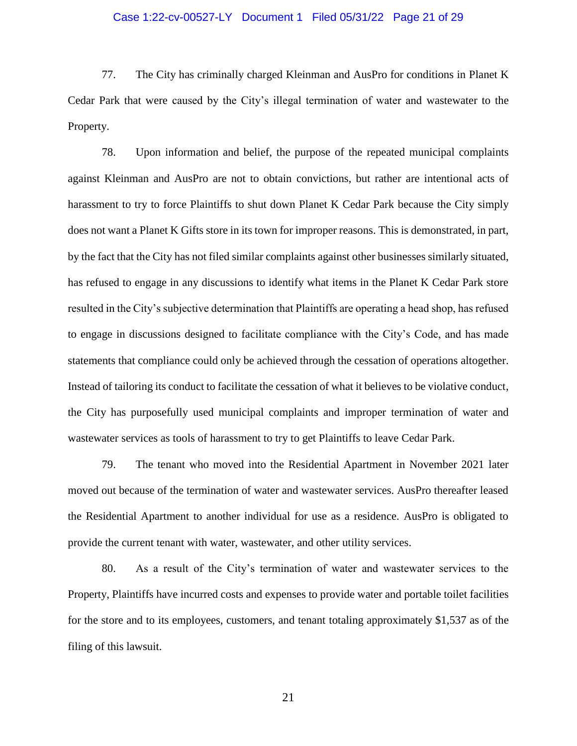77. The City has criminally charged Kleinman and AusPro for conditions in Planet K Cedar Park that were caused by the City's illegal termination of water and wastewater to the Property.

78. Upon information and belief, the purpose of the repeated municipal complaints against Kleinman and AusPro are not to obtain convictions, but rather are intentional acts of harassment to try to force Plaintiffs to shut down Planet K Cedar Park because the City simply does not want a Planet K Gifts store in its town for improper reasons. This is demonstrated, in part, by the fact that the City has not filed similar complaints against other businesses similarly situated, has refused to engage in any discussions to identify what items in the Planet K Cedar Park store resulted in the City's subjective determination that Plaintiffs are operating a head shop, has refused to engage in discussions designed to facilitate compliance with the City's Code, and has made statements that compliance could only be achieved through the cessation of operations altogether. Instead of tailoring its conduct to facilitate the cessation of what it believes to be violative conduct, the City has purposefully used municipal complaints and improper termination of water and wastewater services as tools of harassment to try to get Plaintiffs to leave Cedar Park.

79. The tenant who moved into the Residential Apartment in November 2021 later moved out because of the termination of water and wastewater services. AusPro thereafter leased the Residential Apartment to another individual for use as a residence. AusPro is obligated to provide the current tenant with water, wastewater, and other utility services.

80. As a result of the City's termination of water and wastewater services to the Property, Plaintiffs have incurred costs and expenses to provide water and portable toilet facilities for the store and to its employees, customers, and tenant totaling approximately $1,537 as of the filing of this lawsuit.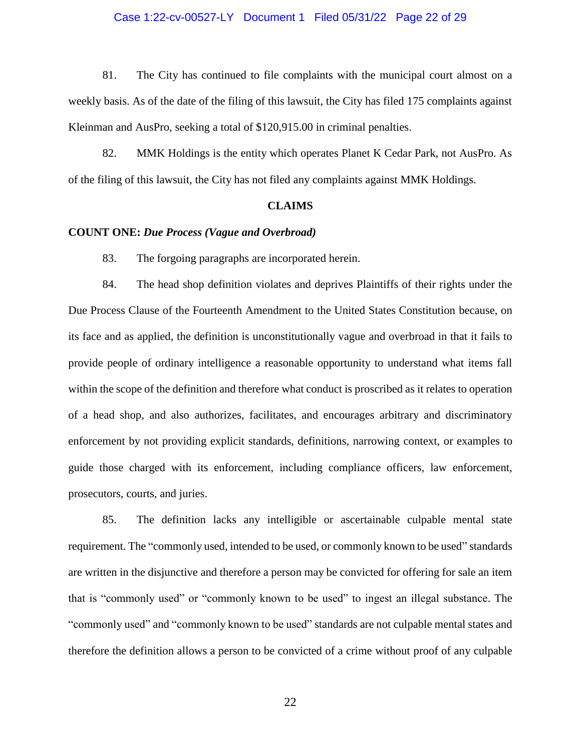81. The City has continued to file complaints with the municipal court almost on a weekly basis. As of the date of the filing of this lawsuit, the City has filed 175 complaints against Kleinman and AusPro, seeking a total of $120,915.00 in criminal penalties.

82. MMK Holdings is the entity which operates Planet K Cedar Park, not AusPro. As of the filing of this lawsuit, the City has not filed any complaints against MMK Holdings.

**CLAIMS**

**COUNT ONE:** ***Due Process (Vague and Overbroad)***

83. The forgoing paragraphs are incorporated herein.

84. The head shop definition violates and deprives Plaintiffs of their rights under the Due Process Clause of the Fourteenth Amendment to the United States Constitution because, on its face and as applied, the definition is unconstitutionally vague and overbroad in that it fails to provide people of ordinary intelligence a reasonable opportunity to understand what items fall within the scope of the definition and therefore what conduct is proscribed as it relates to operation of a head shop, and also authorizes, facilitates, and encourages arbitrary and discriminatory enforcement by not providing explicit standards, definitions, narrowing context, or examples to guide those charged with its enforcement, including compliance officers, law enforcement, prosecutors, courts, and juries.

85. The definition lacks any intelligible or ascertainable culpable mental state requirement. The "commonly used, intended to be used, or commonly known to be used" standards are written in the disjunctive and therefore a person may be convicted for offering for sale an item that is "commonly used" or "commonly known to be used" to ingest an illegal substance. The "commonly used" and "commonly known to be used" standards are not culpable mental states and therefore the definition allows a person to be convicted of a crime without proof of any culpable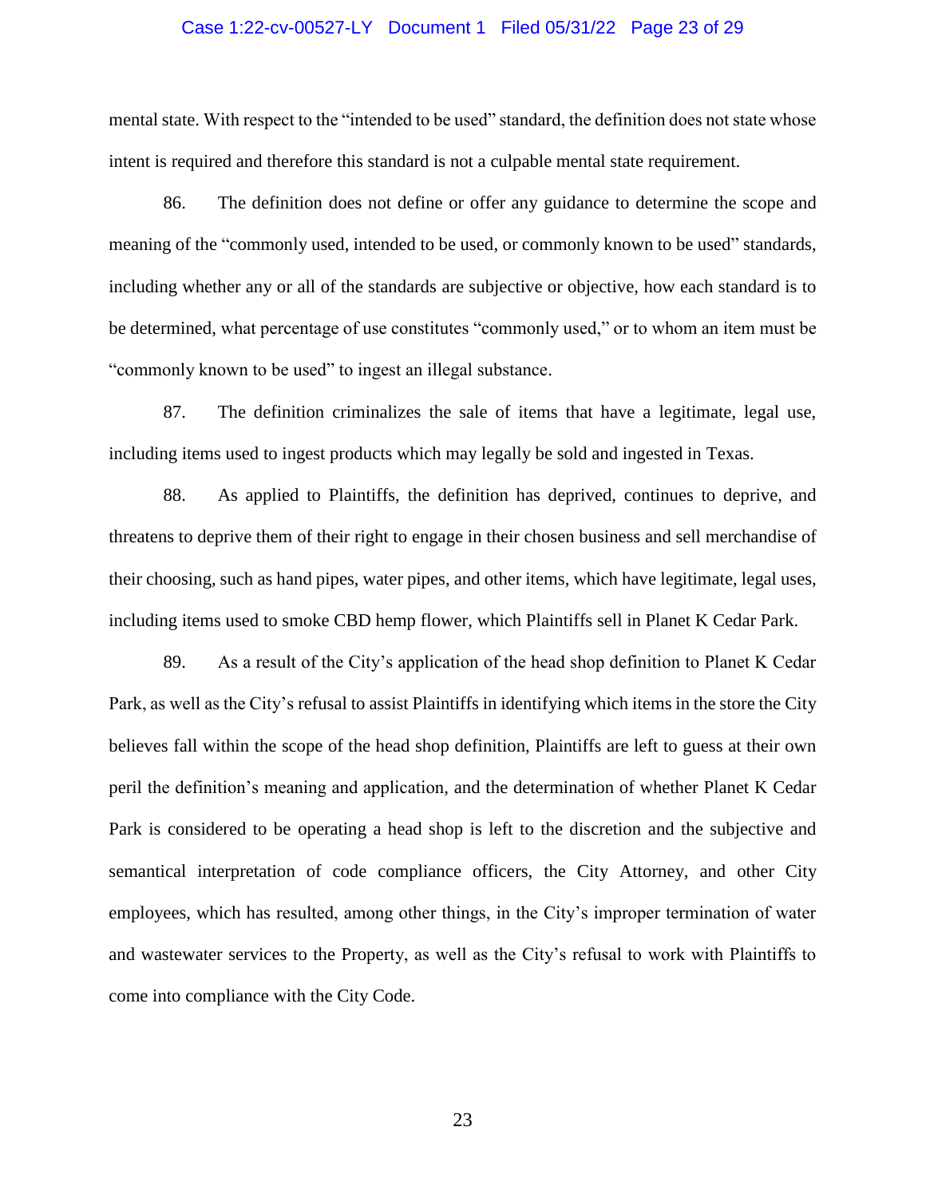mental state. With respect to the "intended to be used" standard, the definition does not state whose intent is required and therefore this standard is not a culpable mental state requirement.

86. The definition does not define or offer any guidance to determine the scope and meaning of the "commonly used, intended to be used, or commonly known to be used" standards, including whether any or all of the standards are subjective or objective, how each standard is to be determined, what percentage of use constitutes "commonly used," or to whom an item must be "commonly known to be used" to ingest an illegal substance.

87. The definition criminalizes the sale of items that have a legitimate, legal use, including items used to ingest products which may legally be sold and ingested in Texas.

88. As applied to Plaintiffs, the definition has deprived, continues to deprive, and threatens to deprive them of their right to engage in their chosen business and sell merchandise of their choosing, such as hand pipes, water pipes, and other items, which have legitimate, legal uses, including items used to smoke CBD hemp flower, which Plaintiffs sell in Planet K Cedar Park.

89. As a result of the City's application of the head shop definition to Planet K Cedar Park, as well as the City's refusal to assist Plaintiffs in identifying which items in the store the City believes fall within the scope of the head shop definition, Plaintiffs are left to guess at their own peril the definition's meaning and application, and the determination of whether Planet K Cedar Park is considered to be operating a head shop is left to the discretion and the subjective and semantical interpretation of code compliance officers, the City Attorney, and other City employees, which has resulted, among other things, in the City's improper termination of water and wastewater services to the Property, as well as the City's refusal to work with Plaintiffs to come into compliance with the City Code.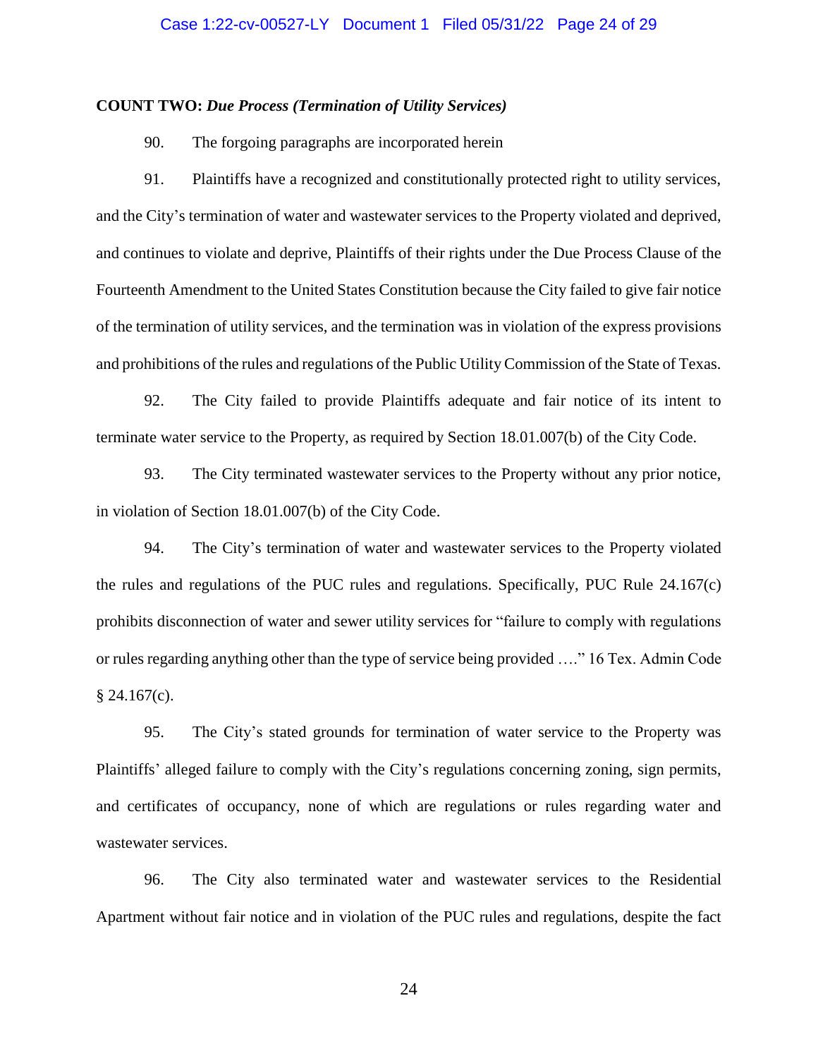**COUNT TWO:** ***Due Process (Termination of Utility Services)***

90. The forgoing paragraphs are incorporated herein

91. Plaintiffs have a recognized and constitutionally protected right to utility services, and the City's termination of water and wastewater services to the Property violated and deprived, and continues to violate and deprive, Plaintiffs of their rights under the Due Process Clause of the Fourteenth Amendment to the United States Constitution because the City failed to give fair notice of the termination of utility services, and the termination was in violation of the express provisions and prohibitions of the rules and regulations of the Public Utility Commission of the State of Texas.

92. The City failed to provide Plaintiffs adequate and fair notice of its intent to terminate water service to the Property, as required by Section 18.01.007(b) of the City Code.

93. The City terminated wastewater services to the Property without any prior notice, in violation of Section 18.01.007(b) of the City Code.

94. The City's termination of water and wastewater services to the Property violated the rules and regulations of the PUC rules and regulations. Specifically, PUC Rule 24.167(c) prohibits disconnection of water and sewer utility services for "failure to comply with regulations or rules regarding anything other than the type of service being provided …." 16 Tex. Admin Code § 24.167(c).

95. The City's stated grounds for termination of water service to the Property was Plaintiffs' alleged failure to comply with the City's regulations concerning zoning, sign permits, and certificates of occupancy, none of which are regulations or rules regarding water and wastewater services.

96. The City also terminated water and wastewater services to the Residential Apartment without fair notice and in violation of the PUC rules and regulations, despite the fact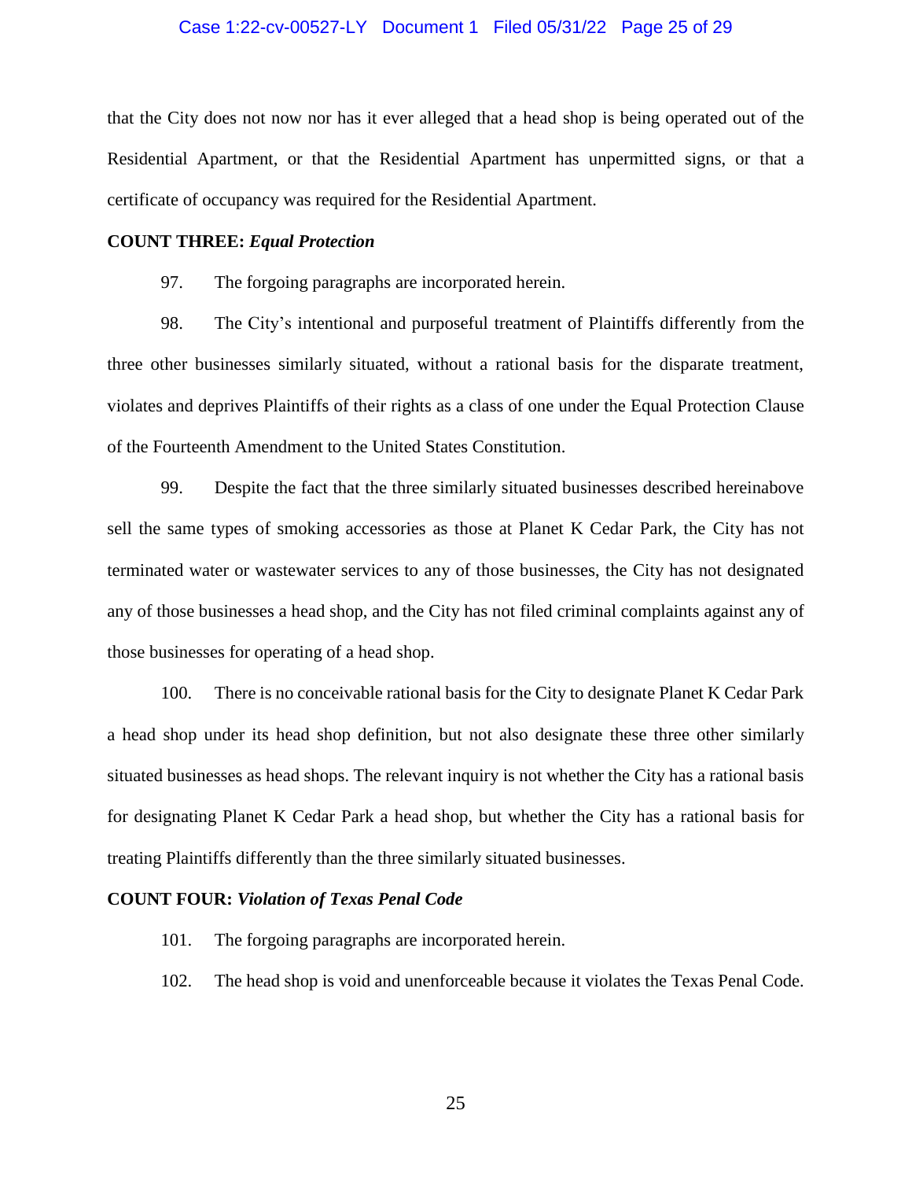that the City does not now nor has it ever alleged that a head shop is being operated out of the Residential Apartment, or that the Residential Apartment has unpermitted signs, or that a certificate of occupancy was required for the Residential Apartment.

**COUNT THREE:** ***Equal Protection***

97. The forgoing paragraphs are incorporated herein.

98. The City's intentional and purposeful treatment of Plaintiffs differently from the three other businesses similarly situated, without a rational basis for the disparate treatment, violates and deprives Plaintiffs of their rights as a class of one under the Equal Protection Clause of the Fourteenth Amendment to the United States Constitution.

99. Despite the fact that the three similarly situated businesses described hereinabove sell the same types of smoking accessories as those at Planet K Cedar Park, the City has not terminated water or wastewater services to any of those businesses, the City has not designated any of those businesses a head shop, and the City has not filed criminal complaints against any of those businesses for operating of a head shop.

100. There is no conceivable rational basis for the City to designate Planet K Cedar Park a head shop under its head shop definition, but not also designate these three other similarly situated businesses as head shops. The relevant inquiry is not whether the City has a rational basis for designating Planet K Cedar Park a head shop, but whether the City has a rational basis for treating Plaintiffs differently than the three similarly situated businesses.

**COUNT FOUR:** ***Violation of Texas Penal Code***

101. The forgoing paragraphs are incorporated herein.

102. The head shop is void and unenforceable because it violates the Texas Penal Code.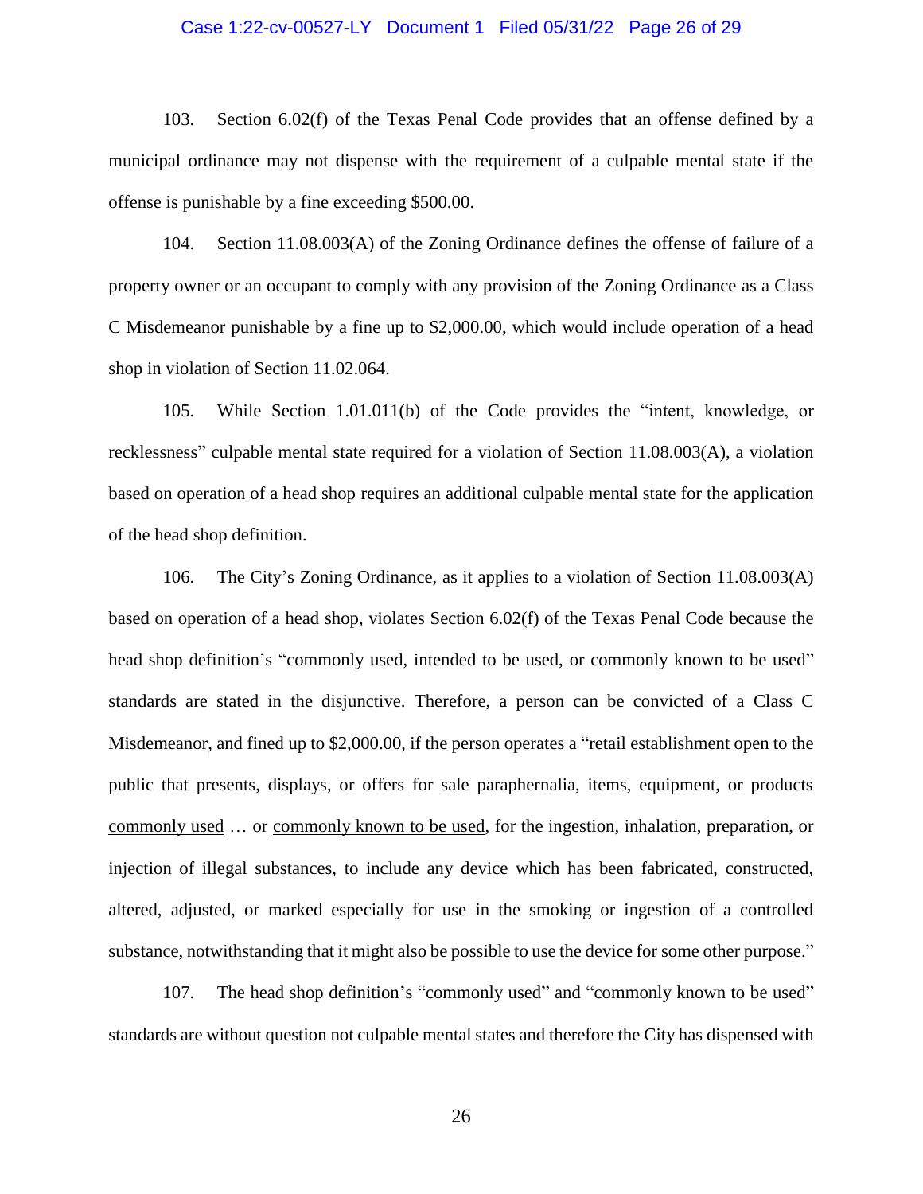103. Section 6.02(f) of the Texas Penal Code provides that an offense defined by a municipal ordinance may not dispense with the requirement of a culpable mental state if the offense is punishable by a fine exceeding $500.00.

104. Section 11.08.003(A) of the Zoning Ordinance defines the offense of failure of a property owner or an occupant to comply with any provision of the Zoning Ordinance as a Class C Misdemeanor punishable by a fine up to $2,000.00, which would include operation of a head shop in violation of Section 11.02.064.

105. While Section 1.01.011(b) of the Code provides the "intent, knowledge, or recklessness" culpable mental state required for a violation of Section 11.08.003(A), a violation based on operation of a head shop requires an additional culpable mental state for the application of the head shop definition.

106. The City's Zoning Ordinance, as it applies to a violation of Section 11.08.003(A) based on operation of a head shop, violates Section 6.02(f) of the Texas Penal Code because the head shop definition's "commonly used, intended to be used, or commonly known to be used" standards are stated in the disjunctive. Therefore, a person can be convicted of a Class C Misdemeanor, and fined up to $2,000.00, if the person operates a "retail establishment open to the public that presents, displays, or offers for sale paraphernalia, items, equipment, or products <u>commonly used</u> … or <u>commonly known to be used</u>, for the ingestion, inhalation, preparation, or injection of illegal substances, to include any device which has been fabricated, constructed, altered, adjusted, or marked especially for use in the smoking or ingestion of a controlled substance, notwithstanding that it might also be possible to use the device for some other purpose."

107. The head shop definition's "commonly used" and "commonly known to be used" standards are without question not culpable mental states and therefore the City has dispensed with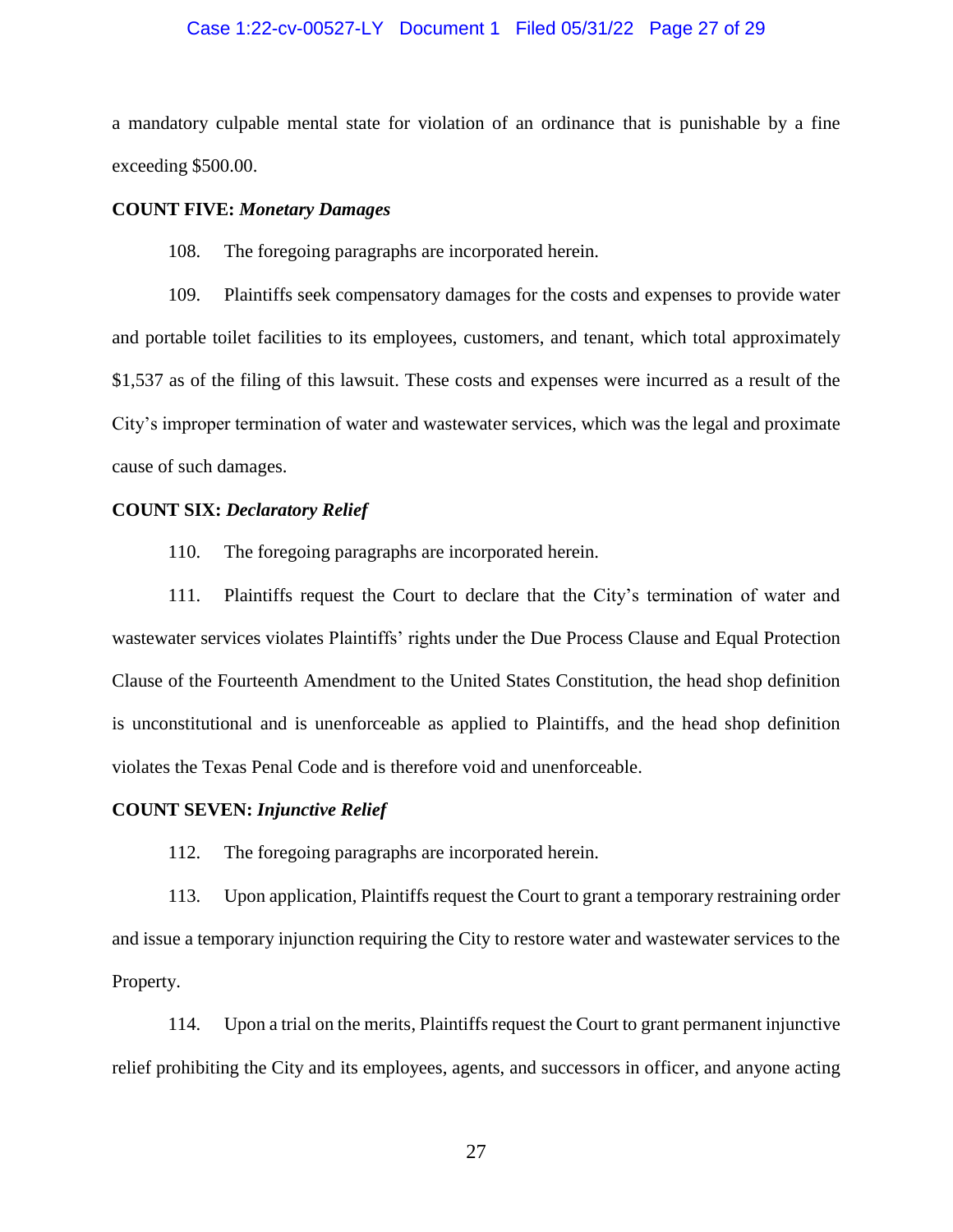a mandatory culpable mental state for violation of an ordinance that is punishable by a fine exceeding $500.00.

**COUNT FIVE:** ***Monetary Damages***

108. The foregoing paragraphs are incorporated herein.

109. Plaintiffs seek compensatory damages for the costs and expenses to provide water and portable toilet facilities to its employees, customers, and tenant, which total approximately $1,537 as of the filing of this lawsuit. These costs and expenses were incurred as a result of the City's improper termination of water and wastewater services, which was the legal and proximate cause of such damages.

**COUNT SIX:** ***Declaratory Relief***

110. The foregoing paragraphs are incorporated herein.

111. Plaintiffs request the Court to declare that the City's termination of water and wastewater services violates Plaintiffs' rights under the Due Process Clause and Equal Protection Clause of the Fourteenth Amendment to the United States Constitution, the head shop definition is unconstitutional and is unenforceable as applied to Plaintiffs, and the head shop definition violates the Texas Penal Code and is therefore void and unenforceable.

**COUNT SEVEN:** ***Injunctive Relief***

112. The foregoing paragraphs are incorporated herein.

113. Upon application, Plaintiffs request the Court to grant a temporary restraining order and issue a temporary injunction requiring the City to restore water and wastewater services to the Property.

114. Upon a trial on the merits, Plaintiffs request the Court to grant permanent injunctive relief prohibiting the City and its employees, agents, and successors in officer, and anyone acting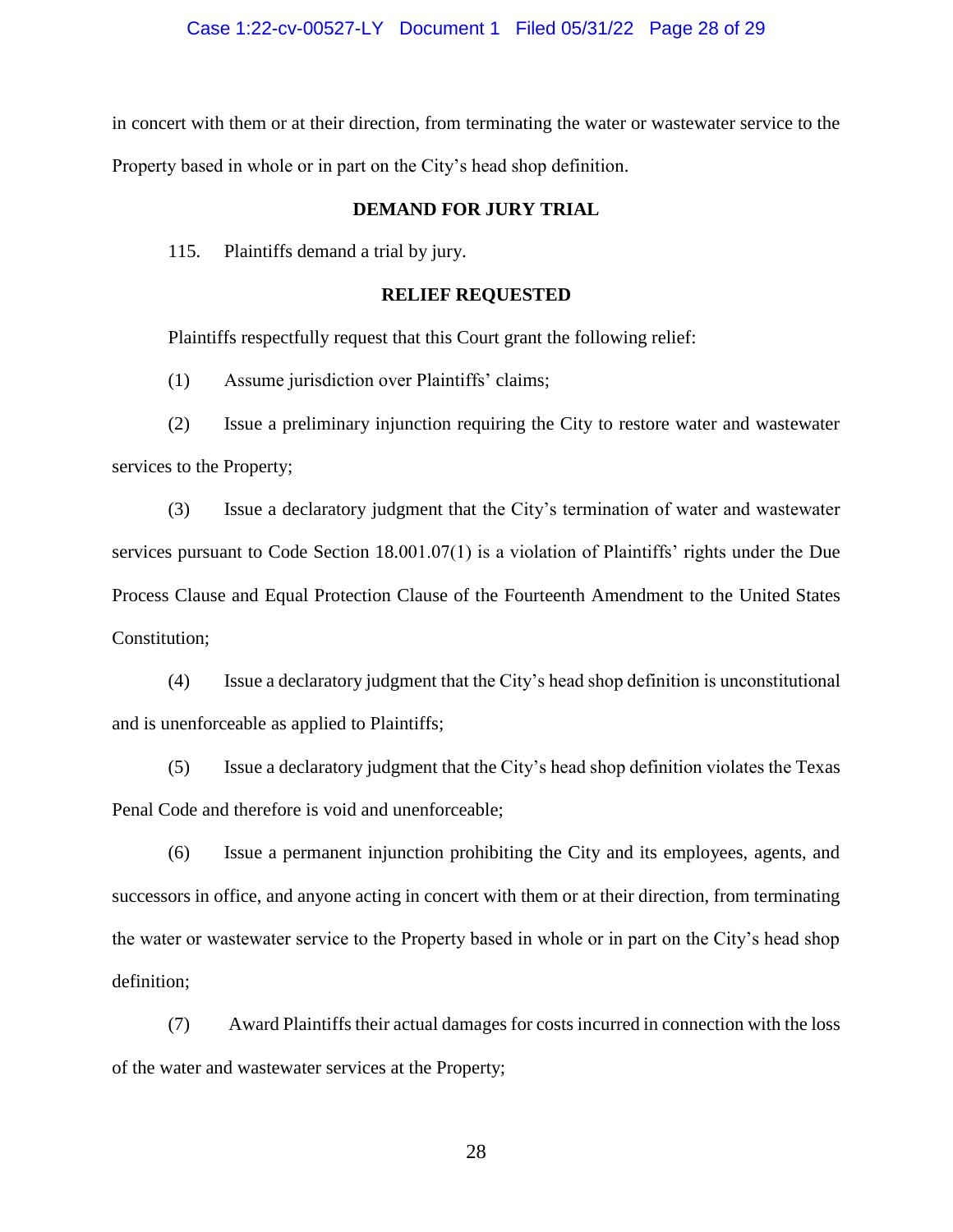in concert with them or at their direction, from terminating the water or wastewater service to the Property based in whole or in part on the City's head shop definition.

**DEMAND FOR JURY TRIAL**

115. Plaintiffs demand a trial by jury.

**RELIEF REQUESTED**

Plaintiffs respectfully request that this Court grant the following relief:

(1) Assume jurisdiction over Plaintiffs' claims;

(2) Issue a preliminary injunction requiring the City to restore water and wastewater services to the Property;

(3) Issue a declaratory judgment that the City's termination of water and wastewater services pursuant to Code Section 18.001.07(1) is a violation of Plaintiffs' rights under the Due Process Clause and Equal Protection Clause of the Fourteenth Amendment to the United States Constitution;

(4) Issue a declaratory judgment that the City's head shop definition is unconstitutional and is unenforceable as applied to Plaintiffs;

(5) Issue a declaratory judgment that the City's head shop definition violates the Texas Penal Code and therefore is void and unenforceable;

(6) Issue a permanent injunction prohibiting the City and its employees, agents, and successors in office, and anyone acting in concert with them or at their direction, from terminating the water or wastewater service to the Property based in whole or in part on the City's head shop definition;

(7) Award Plaintiffs their actual damages for costs incurred in connection with the loss of the water and wastewater services at the Property;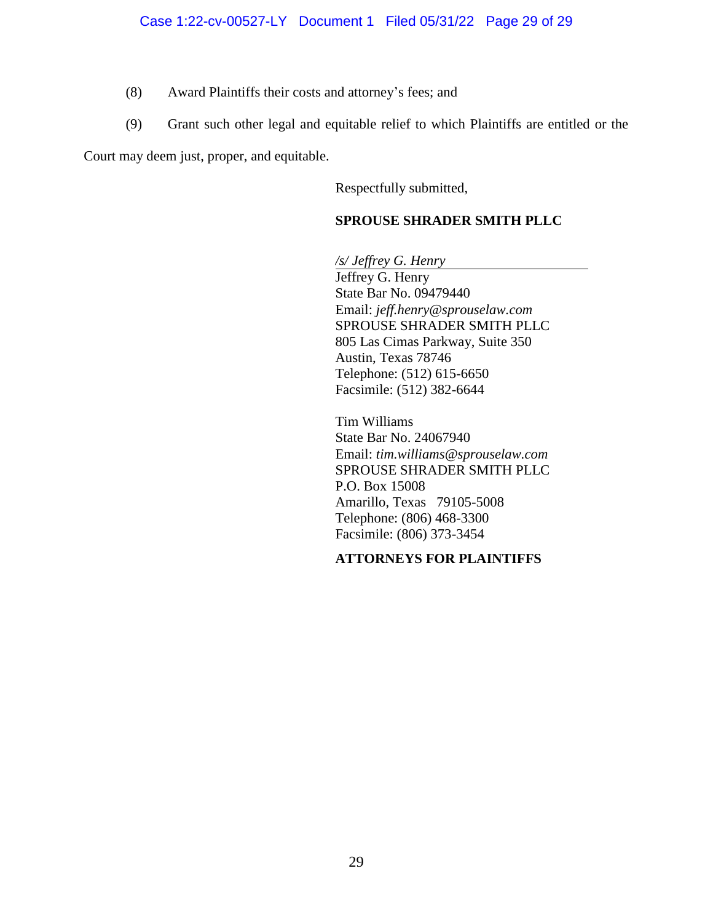(8) Award Plaintiffs their costs and attorney's fees; and

(9) Grant such other legal and equitable relief to which Plaintiffs are entitled or the Court may deem just, proper, and equitable.

Respectfully submitted,

**SPROUSE SHRADER SMITH PLLC**

*/s/ Jeffrey G. Henry*
Jeffrey G. Henry
State Bar No. 09479440
Email: *jeff.henry@sprouselaw.com*
SPROUSE SHRADER SMITH PLLC
805 Las Cimas Parkway, Suite 350
Austin, Texas 78746
Telephone: (512) 615-6650
Facsimile: (512) 382-6644

Tim Williams
State Bar No. 24067940
Email: *tim.williams@sprouselaw.com*
SPROUSE SHRADER SMITH PLLC
P.O. Box 15008
Amarillo, Texas 79105-5008
Telephone: (806) 468-3300
Facsimile: (806) 373-3454

**ATTORNEYS FOR PLAINTIFFS**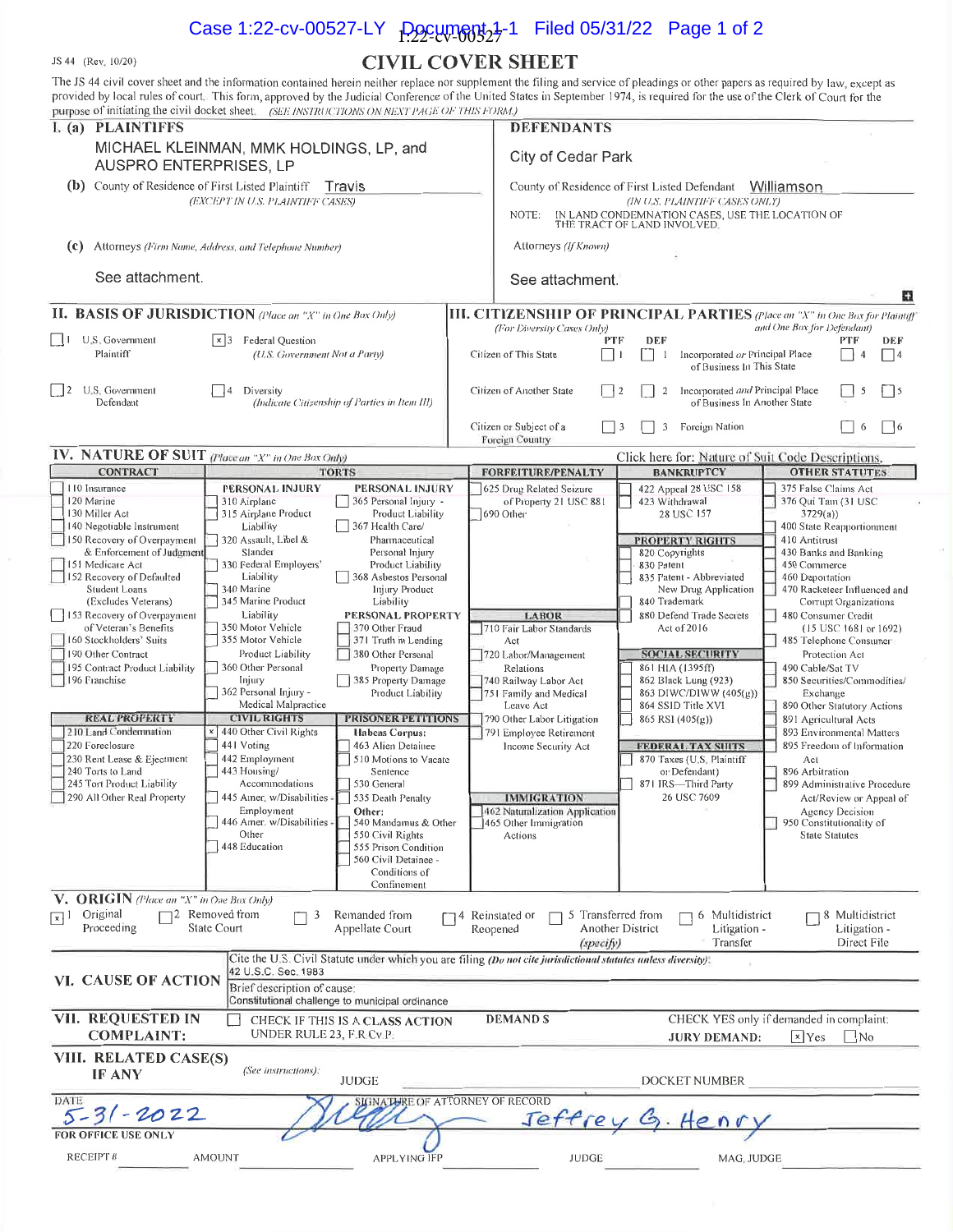JS 44 (Rev. 10/20)

# CIVIL COVER SHEET

The JS 44 civil cover sheet and the information contained herein neither replace nor supplement the filing and service of pleadings or other papers as required by law, except as provided by local rules of court. This form, approved by the Judicial Conference of the United States in September 1974, is required for the use of the Clerk of Court for the purpose of initiating the civil docket sheet. *(SEE INSTRUCTIONS ON NEXT PAGE OF THIS FORM.)*

## I. (a) PLAINTIFFS

MICHAEL KLEINMAN, MMK HOLDINGS, LP, and AUSPRO ENTERPRISES, LP

**(b)** County of Residence of First Listed Plaintiff: Travis
*(EXCEPT IN U.S. PLAINTIFF CASES)*

**(c)** Attorneys *(Firm Name, Address, and Telephone Number)*

See attachment.

## DEFENDANTS

City of Cedar Park

County of Residence of First Listed Defendant: Williamson
*(IN U.S. PLAINTIFF CASES ONLY)*

NOTE: IN LAND CONDEMNATION CASES, USE THE LOCATION OF THE TRACT OF LAND INVOLVED.

Attorneys *(If Known)*

See attachment.

## II. BASIS OF JURISDICTION *(Place an "X" in One Box Only)*

- [ ] 1 U.S. Government Plaintiff
- [x] 3 Federal Question *(U.S. Government Not a Party)*
- [ ] 2 U.S. Government Defendant
- [ ] 4 Diversity *(Indicate Citizenship of Parties in Item III)*

## III. CITIZENSHIP OF PRINCIPAL PARTIES *(Place an "X" in One Box for Plaintiff and One Box for Defendant)* *(For Diversity Cases Only)*

| | PTF | DEF | | PTF | DEF |
|---|---|---|---|---|---|
| Citizen of This State | ☐ 1 | ☐ 1 | Incorporated *or* Principal Place of Business In This State | ☐ 4 | ☐ 4 |
| Citizen of Another State | ☐ 2 | ☐ 2 | Incorporated *and* Principal Place of Business In Another State | ☐ 5 | ☐ 5 |
| Citizen or Subject of a Foreign Country | ☐ 3 | ☐ 3 | Foreign Nation | ☐ 6 | ☐ 6 |

## IV. NATURE OF SUIT *(Place an "X" in One Box Only)*

Click here for: Nature of Suit Code Descriptions.

**CONTRACT**
- ☐ 110 Insurance
- ☐ 120 Marine
- ☐ 130 Miller Act
- ☐ 140 Negotiable Instrument
- ☐ 150 Recovery of Overpayment & Enforcement of Judgment
- ☐ 151 Medicare Act
- ☐ 152 Recovery of Defaulted Student Loans (Excludes Veterans)
- ☐ 153 Recovery of Overpayment of Veteran's Benefits
- ☐ 160 Stockholders' Suits
- ☐ 190 Other Contract
- ☐ 195 Contract Product Liability
- ☐ 196 Franchise

**REAL PROPERTY**
- ☐ 210 Land Condemnation
- ☐ 220 Foreclosure
- ☐ 230 Rent Lease & Ejectment
- ☐ 240 Torts to Land
- ☐ 245 Tort Product Liability
- ☐ 290 All Other Real Property

**TORTS — PERSONAL INJURY**
- ☐ 310 Airplane
- ☐ 315 Airplane Product Liability
- ☐ 320 Assault, Libel & Slander
- ☐ 330 Federal Employers' Liability
- ☐ 340 Marine
- ☐ 345 Marine Product Liability
- ☐ 350 Motor Vehicle
- ☐ 355 Motor Vehicle Product Liability
- ☐ 360 Other Personal Injury
- ☐ 362 Personal Injury - Medical Malpractice

**PERSONAL INJURY**
- ☐ 365 Personal Injury - Product Liability
- ☐ 367 Health Care/ Pharmaceutical Personal Injury Product Liability
- ☐ 368 Asbestos Personal Injury Product Liability

**PERSONAL PROPERTY**
- ☐ 370 Other Fraud
- ☐ 371 Truth in Lending
- ☐ 380 Other Personal Property Damage
- ☐ 385 Property Damage Product Liability

**CIVIL RIGHTS**
- [x] 440 Other Civil Rights
- ☐ 441 Voting
- ☐ 442 Employment
- ☐ 443 Housing/ Accommodations
- ☐ 445 Amer. w/Disabilities - Employment
- ☐ 446 Amer. w/Disabilities - Other
- ☐ 448 Education

**PRISONER PETITIONS**
Habeas Corpus:
- ☐ 463 Alien Detainee
- ☐ 510 Motions to Vacate Sentence
- ☐ 530 General
- ☐ 535 Death Penalty

Other:
- ☐ 540 Mandamus & Other
- ☐ 550 Civil Rights
- ☐ 555 Prison Condition
- ☐ 560 Civil Detainee - Conditions of Confinement

**FORFEITURE/PENALTY**
- ☐ 625 Drug Related Seizure of Property 21 USC 881
- ☐ 690 Other

**LABOR**
- ☐ 710 Fair Labor Standards Act
- ☐ 720 Labor/Management Relations
- ☐ 740 Railway Labor Act
- ☐ 751 Family and Medical Leave Act
- ☐ 790 Other Labor Litigation
- ☐ 791 Employee Retirement Income Security Act

**IMMIGRATION**
- ☐ 462 Naturalization Application
- ☐ 465 Other Immigration Actions

**BANKRUPTCY**
- ☐ 422 Appeal 28 USC 158
- ☐ 423 Withdrawal 28 USC 157

**PROPERTY RIGHTS**
- ☐ 820 Copyrights
- ☐ 830 Patent
- ☐ 835 Patent - Abbreviated New Drug Application
- ☐ 840 Trademark
- ☐ 880 Defend Trade Secrets Act of 2016

**SOCIAL SECURITY**
- ☐ 861 HIA (1395ff)
- ☐ 862 Black Lung (923)
- ☐ 863 DIWC/DIWW (405(g))
- ☐ 864 SSID Title XVI
- ☐ 865 RSI (405(g))

**FEDERAL TAX SUITS**
- ☐ 870 Taxes (U.S. Plaintiff or Defendant)
- ☐ 871 IRS—Third Party 26 USC 7609

**OTHER STATUTES**
- ☐ 375 False Claims Act
- ☐ 376 Qui Tam (31 USC 3729(a))
- ☐ 400 State Reapportionment
- ☐ 410 Antitrust
- ☐ 430 Banks and Banking
- ☐ 450 Commerce
- ☐ 460 Deportation
- ☐ 470 Racketeer Influenced and Corrupt Organizations
- ☐ 480 Consumer Credit (15 USC 1681 or 1692)
- ☐ 485 Telephone Consumer Protection Act
- ☐ 490 Cable/Sat TV
- ☐ 850 Securities/Commodities/ Exchange
- ☐ 890 Other Statutory Actions
- ☐ 891 Agricultural Acts
- ☐ 893 Environmental Matters
- ☐ 895 Freedom of Information Act
- ☐ 896 Arbitration
- ☐ 899 Administrative Procedure Act/Review or Appeal of Agency Decision
- ☐ 950 Constitutionality of State Statutes

## V. ORIGIN *(Place an "X" in One Box Only)*

- [x] 1 Original Proceeding
- ☐ 2 Removed from State Court
- ☐ 3 Remanded from Appellate Court
- ☐ 4 Reinstated or Reopened
- ☐ 5 Transferred from Another District *(specify)*
- ☐ 6 Multidistrict Litigation - Transfer
- ☐ 8 Multidistrict Litigation - Direct File

## VI. CAUSE OF ACTION

Cite the U.S. Civil Statute under which you are filing *(Do not cite jurisdictional statutes unless diversity)*: 42 U.S.C. Sec. 1983

Brief description of cause: Constitutional challenge to municipal ordinance

## VII. REQUESTED IN COMPLAINT:

☐ CHECK IF THIS IS A CLASS ACTION UNDER RULE 23, F.R.Cv.P.

DEMAND $

CHECK YES only if demanded in complaint: JURY DEMAND: [x] Yes ☐ No

## VIII. RELATED CASE(S) IF ANY

*(See instructions):* JUDGE ____ DOCKET NUMBER ____

DATE: 5-31-2022

SIGNATURE OF ATTORNEY OF RECORD: Jeffrey G. Henry

FOR OFFICE USE ONLY

RECEIPT # ____ AMOUNT ____ APPLYING IFP ____ JUDGE ____ MAG. JUDGE ____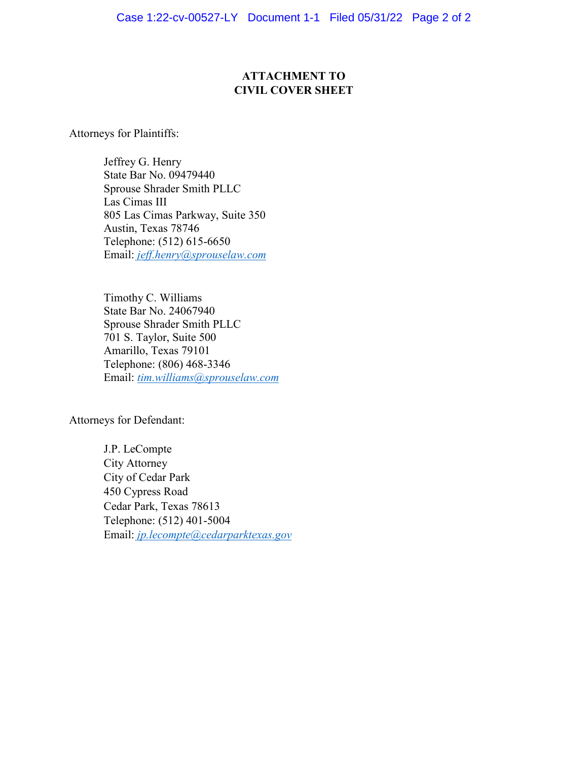# ATTACHMENT TO CIVIL COVER SHEET

Attorneys for Plaintiffs:

Jeffrey G. Henry
State Bar No. 09479440
Sprouse Shrader Smith PLLC
Las Cimas III
805 Las Cimas Parkway, Suite 350
Austin, Texas 78746
Telephone: (512) 615-6650
Email: *jeff.henry@sprouselaw.com*

Timothy C. Williams
State Bar No. 24067940
Sprouse Shrader Smith PLLC
701 S. Taylor, Suite 500
Amarillo, Texas 79101
Telephone: (806) 468-3346
Email: *tim.williams@sprouselaw.com*

Attorneys for Defendant:

J.P. LeCompte
City Attorney
City of Cedar Park
450 Cypress Road
Cedar Park, Texas 78613
Telephone: (512) 401-5004
Email: *jp.lecompte@cedarparktexas.gov*